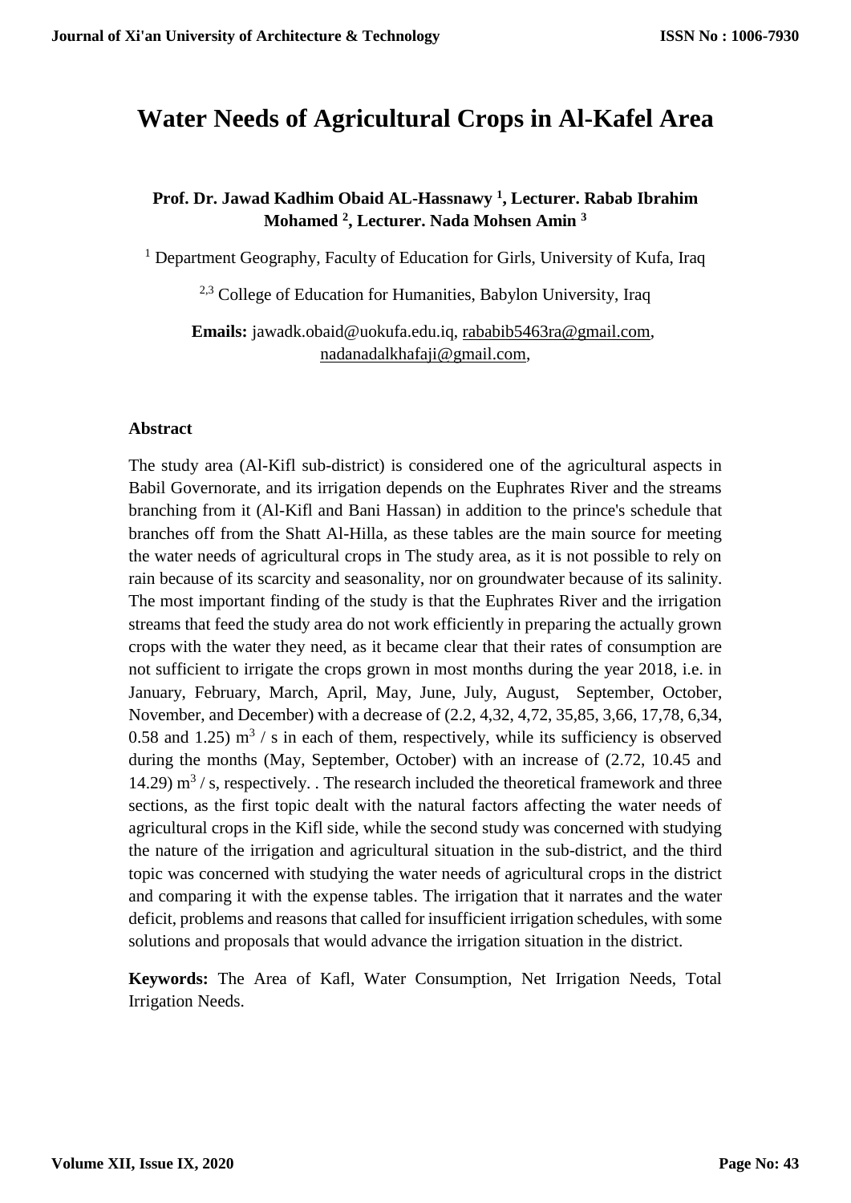# Water Needs of Agricultural Crops in Al-Kafel Area

**Prof. Dr. Jawad Kadhim Obaid AL-Hassnawy [1], Lecturer. Rabab Ibrahim Mohamed [2], Lecturer. Nada Mohsen Amin [3]**

[1] Department Geography, Faculty of Education for Girls, University of Kufa, Iraq

[2,3] College of Education for Humanities, Babylon University, Iraq

**Emails:** jawadk.obaid@uokufa.edu.iq, rababib5463ra@gmail.com, nadanadalkhafaji@gmail.com,

### Abstract

The study area (Al-Kifl sub-district) is considered one of the agricultural aspects in Babil Governorate, and its irrigation depends on the Euphrates River and the streams branching from it (Al-Kifl and Bani Hassan) in addition to the prince's schedule that branches off from the Shatt Al-Hilla, as these tables are the main source for meeting the water needs of agricultural crops in The study area, as it is not possible to rely on rain because of its scarcity and seasonality, nor on groundwater because of its salinity. The most important finding of the study is that the Euphrates River and the irrigation streams that feed the study area do not work efficiently in preparing the actually grown crops with the water they need, as it became clear that their rates of consumption are not sufficient to irrigate the crops grown in most months during the year 2018, i.e. in January, February, March, April, May, June, July, August, September, October, November, and December) with a decrease of (2.2, 4,32, 4,72, 35,85, 3,66, 17,78, 6,34, 0.58 and 1.25) $m^3$ / s in each of them, respectively, while its sufficiency is observed during the months (May, September, October) with an increase of (2.72, 10.45 and 14.29) $m^3$ / s, respectively. . The research included the theoretical framework and three sections, as the first topic dealt with the natural factors affecting the water needs of agricultural crops in the Kifl side, while the second study was concerned with studying the nature of the irrigation and agricultural situation in the sub-district, and the third topic was concerned with studying the water needs of agricultural crops in the district and comparing it with the expense tables. The irrigation that it narrates and the water deficit, problems and reasons that called for insufficient irrigation schedules, with some solutions and proposals that would advance the irrigation situation in the district.

**Keywords:** The Area of Kafl, Water Consumption, Net Irrigation Needs, Total Irrigation Needs.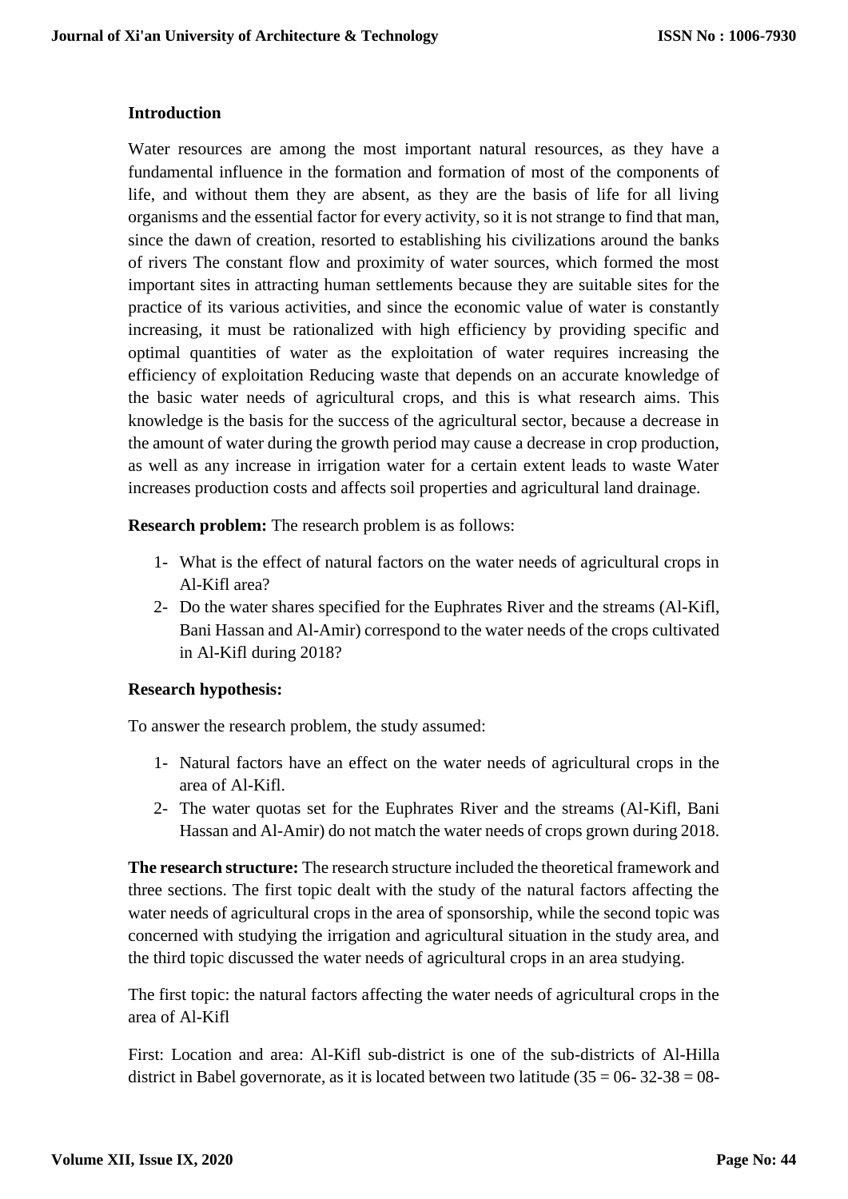**Introduction**

Water resources are among the most important natural resources, as they have a fundamental influence in the formation and formation of most of the components of life, and without them they are absent, as they are the basis of life for all living organisms and the essential factor for every activity, so it is not strange to find that man, since the dawn of creation, resorted to establishing his civilizations around the banks of rivers The constant flow and proximity of water sources, which formed the most important sites in attracting human settlements because they are suitable sites for the practice of its various activities, and since the economic value of water is constantly increasing, it must be rationalized with high efficiency by providing specific and optimal quantities of water as the exploitation of water requires increasing the efficiency of exploitation Reducing waste that depends on an accurate knowledge of the basic water needs of agricultural crops, and this is what research aims. This knowledge is the basis for the success of the agricultural sector, because a decrease in the amount of water during the growth period may cause a decrease in crop production, as well as any increase in irrigation water for a certain extent leads to waste Water increases production costs and affects soil properties and agricultural land drainage.

**Research problem:** The research problem is as follows:

1- What is the effect of natural factors on the water needs of agricultural crops in Al-Kifl area?
2- Do the water shares specified for the Euphrates River and the streams (Al-Kifl, Bani Hassan and Al-Amir) correspond to the water needs of the crops cultivated in Al-Kifl during 2018?

**Research hypothesis:**

To answer the research problem, the study assumed:

1- Natural factors have an effect on the water needs of agricultural crops in the area of Al-Kifl.
2- The water quotas set for the Euphrates River and the streams (Al-Kifl, Bani Hassan and Al-Amir) do not match the water needs of crops grown during 2018.

**The research structure:** The research structure included the theoretical framework and three sections. The first topic dealt with the study of the natural factors affecting the water needs of agricultural crops in the area of sponsorship, while the second topic was concerned with studying the irrigation and agricultural situation in the study area, and the third topic discussed the water needs of agricultural crops in an area studying.

The first topic: the natural factors affecting the water needs of agricultural crops in the area of Al-Kifl

First: Location and area: Al-Kifl sub-district is one of the sub-districts of Al-Hilla district in Babel governorate, as it is located between two latitude (35 = 06- 32-38 = 08-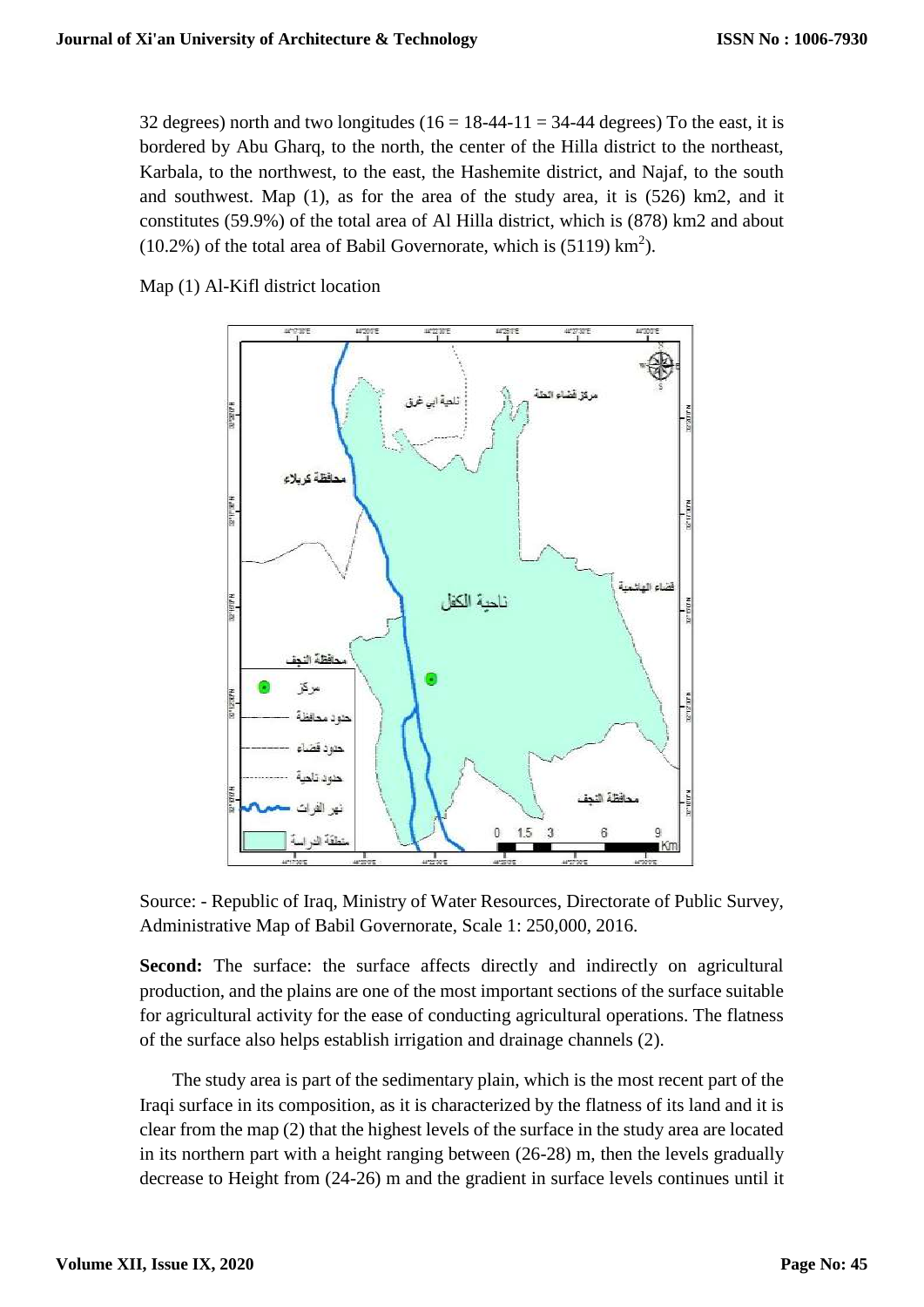32 degrees) north and two longitudes (16 = 18-44-11 = 34-44 degrees) To the east, it is bordered by Abu Gharq, to the north, the center of the Hilla district to the northeast, Karbala, to the northwest, to the east, the Hashemite district, and Najaf, to the south and southwest. Map (1), as for the area of the study area, it is (526) km2, and it constitutes (59.9%) of the total area of Al Hilla district, which is (878) km2 and about (10.2%) of the total area of Babil Governorate, which is (5119) $km^2$).

Map (1) Al-Kifl district location

Source: - Republic of Iraq, Ministry of Water Resources, Directorate of Public Survey, Administrative Map of Babil Governorate, Scale 1: 250,000, 2016.

**Second:** The surface: the surface affects directly and indirectly on agricultural production, and the plains are one of the most important sections of the surface suitable for agricultural activity for the ease of conducting agricultural operations. The flatness of the surface also helps establish irrigation and drainage channels (2).

The study area is part of the sedimentary plain, which is the most recent part of the Iraqi surface in its composition, as it is characterized by the flatness of its land and it is clear from the map (2) that the highest levels of the surface in the study area are located in its northern part with a height ranging between (26-28) m, then the levels gradually decrease to Height from (24-26) m and the gradient in surface levels continues until it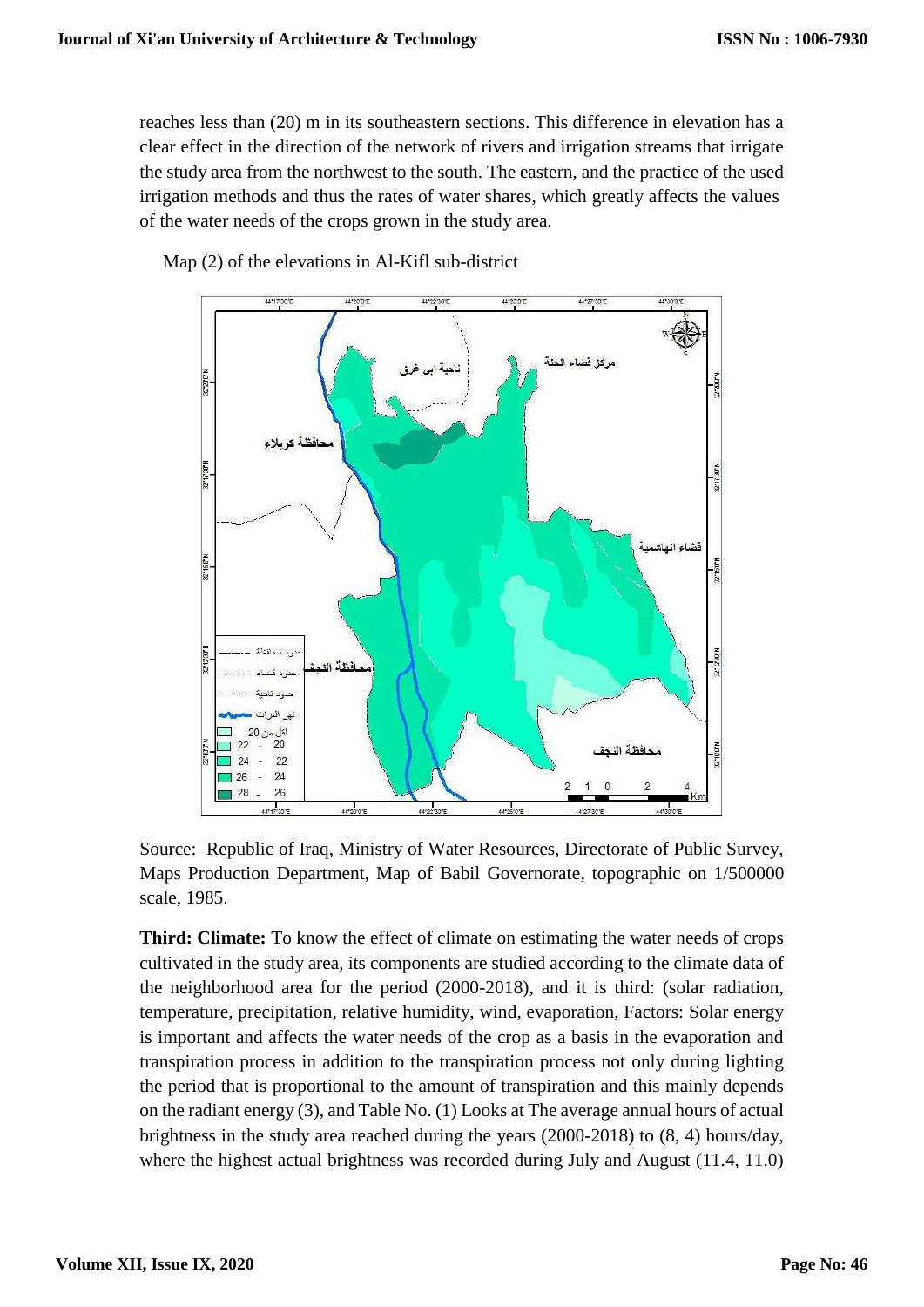reaches less than (20) m in its southeastern sections. This difference in elevation has a clear effect in the direction of the network of rivers and irrigation streams that irrigate the study area from the northwest to the south. The eastern, and the practice of the used irrigation methods and thus the rates of water shares, which greatly affects the values of the water needs of the crops grown in the study area.

Map (2) of the elevations in Al-Kifl sub-district

Source: Republic of Iraq, Ministry of Water Resources, Directorate of Public Survey, Maps Production Department, Map of Babil Governorate, topographic on 1/500000 scale, 1985.

**Third: Climate:** To know the effect of climate on estimating the water needs of crops cultivated in the study area, its components are studied according to the climate data of the neighborhood area for the period (2000-2018), and it is third: (solar radiation, temperature, precipitation, relative humidity, wind, evaporation, Factors: Solar energy is important and affects the water needs of the crop as a basis in the evaporation and transpiration process in addition to the transpiration process not only during lighting the period that is proportional to the amount of transpiration and this mainly depends on the radiant energy (3), and Table No. (1) Looks at The average annual hours of actual brightness in the study area reached during the years (2000-2018) to (8, 4) hours/day, where the highest actual brightness was recorded during July and August (11.4, 11.0)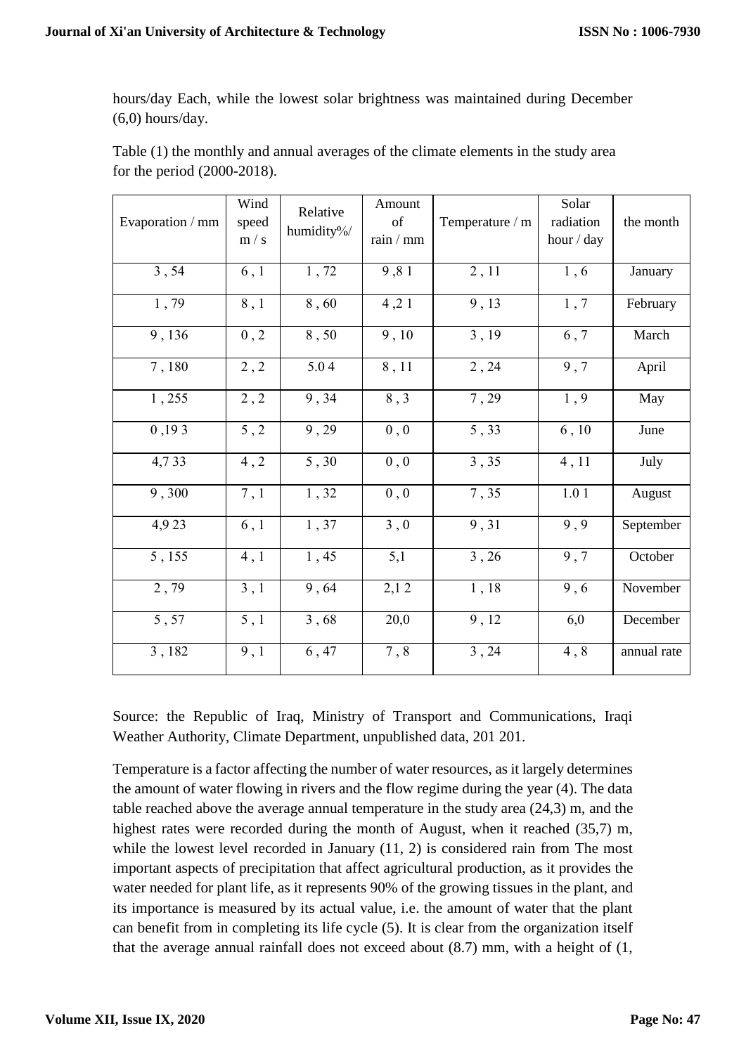hours/day Each, while the lowest solar brightness was maintained during December (6,0) hours/day.

Table (1) the monthly and annual averages of the climate elements in the study area for the period (2000-2018).

| Evaporation / mm | Wind speed m / s | Relative humidity%/ | Amount of rain / mm | Temperature / m | Solar radiation hour / day | the month |
|---|---|---|---|---|---|---|
| 3 , 54 | 6 , 1 | 1 , 72 | 9 ,8 1 | 2 , 11 | 1 , 6 | January |
| 1 , 79 | 8 , 1 | 8 , 60 | 4 ,2 1 | 9 , 13 | 1 , 7 | February |
| 9 , 136 | 0 , 2 | 8 , 50 | 9 , 10 | 3 , 19 | 6 , 7 | March |
| 7 , 180 | 2 , 2 | 5.0 4 | 8 , 11 | 2 , 24 | 9 , 7 | April |
| 1 , 255 | 2 , 2 | 9 , 34 | 8 , 3 | 7 , 29 | 1 , 9 | May |
| 0 ,19 3 | 5 , 2 | 9 , 29 | 0 , 0 | 5 , 33 | 6 , 10 | June |
| 4,7 33 | 4 , 2 | 5 , 30 | 0 , 0 | 3 , 35 | 4 , 11 | July |
| 9 , 300 | 7 , 1 | 1 , 32 | 0 , 0 | 7 , 35 | 1.0 1 | August |
| 4,9 23 | 6 , 1 | 1 , 37 | 3 , 0 | 9 , 31 | 9 , 9 | September |
| 5 , 155 | 4 , 1 | 1 , 45 | 5,1 | 3 , 26 | 9 , 7 | October |
| 2 , 79 | 3 , 1 | 9 , 64 | 2,1 2 | 1 , 18 | 9 , 6 | November |
| 5 , 57 | 5 , 1 | 3 , 68 | 20,0 | 9 , 12 | 6,0 | December |
| 3 , 182 | 9 , 1 | 6 , 47 | 7 , 8 | 3 , 24 | 4 , 8 | annual rate |

Source: the Republic of Iraq, Ministry of Transport and Communications, Iraqi Weather Authority, Climate Department, unpublished data, 201 201.

Temperature is a factor affecting the number of water resources, as it largely determines the amount of water flowing in rivers and the flow regime during the year (4). The data table reached above the average annual temperature in the study area (24,3) m, and the highest rates were recorded during the month of August, when it reached (35,7) m, while the lowest level recorded in January (11, 2) is considered rain from The most important aspects of precipitation that affect agricultural production, as it provides the water needed for plant life, as it represents 90% of the growing tissues in the plant, and its importance is measured by its actual value, i.e. the amount of water that the plant can benefit from in completing its life cycle (5). It is clear from the organization itself that the average annual rainfall does not exceed about (8.7) mm, with a height of (1,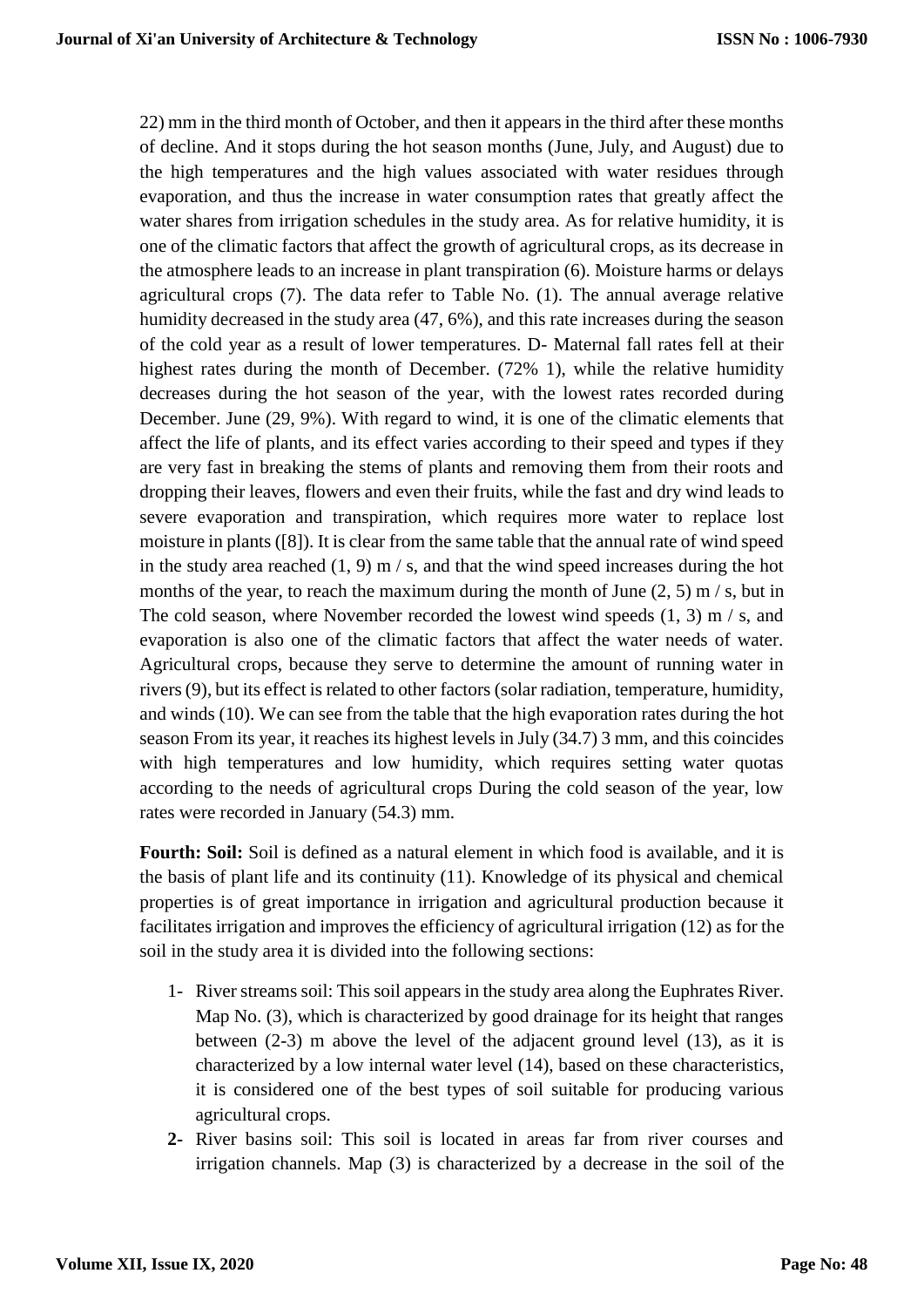22) mm in the third month of October, and then it appears in the third after these months of decline. And it stops during the hot season months (June, July, and August) due to the high temperatures and the high values associated with water residues through evaporation, and thus the increase in water consumption rates that greatly affect the water shares from irrigation schedules in the study area. As for relative humidity, it is one of the climatic factors that affect the growth of agricultural crops, as its decrease in the atmosphere leads to an increase in plant transpiration (6). Moisture harms or delays agricultural crops (7). The data refer to Table No. (1). The annual average relative humidity decreased in the study area (47, 6%), and this rate increases during the season of the cold year as a result of lower temperatures. D- Maternal fall rates fell at their highest rates during the month of December. (72% 1), while the relative humidity decreases during the hot season of the year, with the lowest rates recorded during December. June (29, 9%). With regard to wind, it is one of the climatic elements that affect the life of plants, and its effect varies according to their speed and types if they are very fast in breaking the stems of plants and removing them from their roots and dropping their leaves, flowers and even their fruits, while the fast and dry wind leads to severe evaporation and transpiration, which requires more water to replace lost moisture in plants ([8]). It is clear from the same table that the annual rate of wind speed in the study area reached (1, 9) m / s, and that the wind speed increases during the hot months of the year, to reach the maximum during the month of June (2, 5) m / s, but in The cold season, where November recorded the lowest wind speeds (1, 3) m / s, and evaporation is also one of the climatic factors that affect the water needs of water. Agricultural crops, because they serve to determine the amount of running water in rivers (9), but its effect is related to other factors (solar radiation, temperature, humidity, and winds (10). We can see from the table that the high evaporation rates during the hot season From its year, it reaches its highest levels in July (34.7) 3 mm, and this coincides with high temperatures and low humidity, which requires setting water quotas according to the needs of agricultural crops During the cold season of the year, low rates were recorded in January (54.3) mm.

**Fourth: Soil:** Soil is defined as a natural element in which food is available, and it is the basis of plant life and its continuity (11). Knowledge of its physical and chemical properties is of great importance in irrigation and agricultural production because it facilitates irrigation and improves the efficiency of agricultural irrigation (12) as for the soil in the study area it is divided into the following sections:

1- River streams soil: This soil appears in the study area along the Euphrates River. Map No. (3), which is characterized by good drainage for its height that ranges between (2-3) m above the level of the adjacent ground level (13), as it is characterized by a low internal water level (14), based on these characteristics, it is considered one of the best types of soil suitable for producing various agricultural crops.
2- River basins soil: This soil is located in areas far from river courses and irrigation channels. Map (3) is characterized by a decrease in the soil of the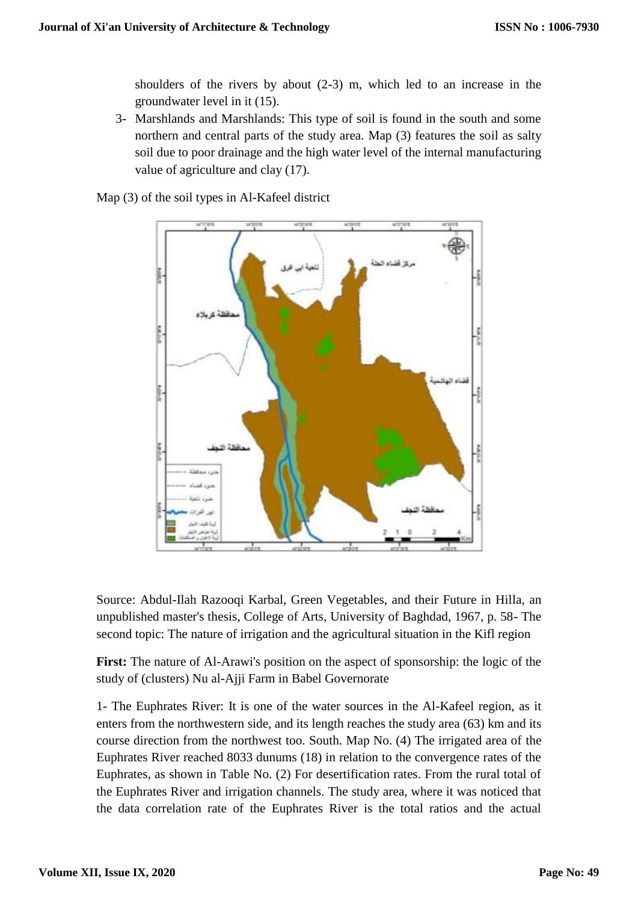shoulders of the rivers by about (2-3) m, which led to an increase in the groundwater level in it (15).

3- Marshlands and Marshlands: This type of soil is found in the south and some northern and central parts of the study area. Map (3) features the soil as salty soil due to poor drainage and the high water level of the internal manufacturing value of agriculture and clay (17).

Map (3) of the soil types in Al-Kafeel district

Source: Abdul-Ilah Razooqi Karbal, Green Vegetables, and their Future in Hilla, an unpublished master's thesis, College of Arts, University of Baghdad, 1967, p. 58- The second topic: The nature of irrigation and the agricultural situation in the Kifl region

**First:** The nature of Al-Arawi's position on the aspect of sponsorship: the logic of the study of (clusters) Nu al-Ajji Farm in Babel Governorate

1- The Euphrates River: It is one of the water sources in the Al-Kafeel region, as it enters from the northwestern side, and its length reaches the study area (63) km and its course direction from the northwest too. South. Map No. (4) The irrigated area of the Euphrates River reached 8033 dunums (18) in relation to the convergence rates of the Euphrates, as shown in Table No. (2) For desertification rates. From the rural total of the Euphrates River and irrigation channels. The study area, where it was noticed that the data correlation rate of the Euphrates River is the total ratios and the actual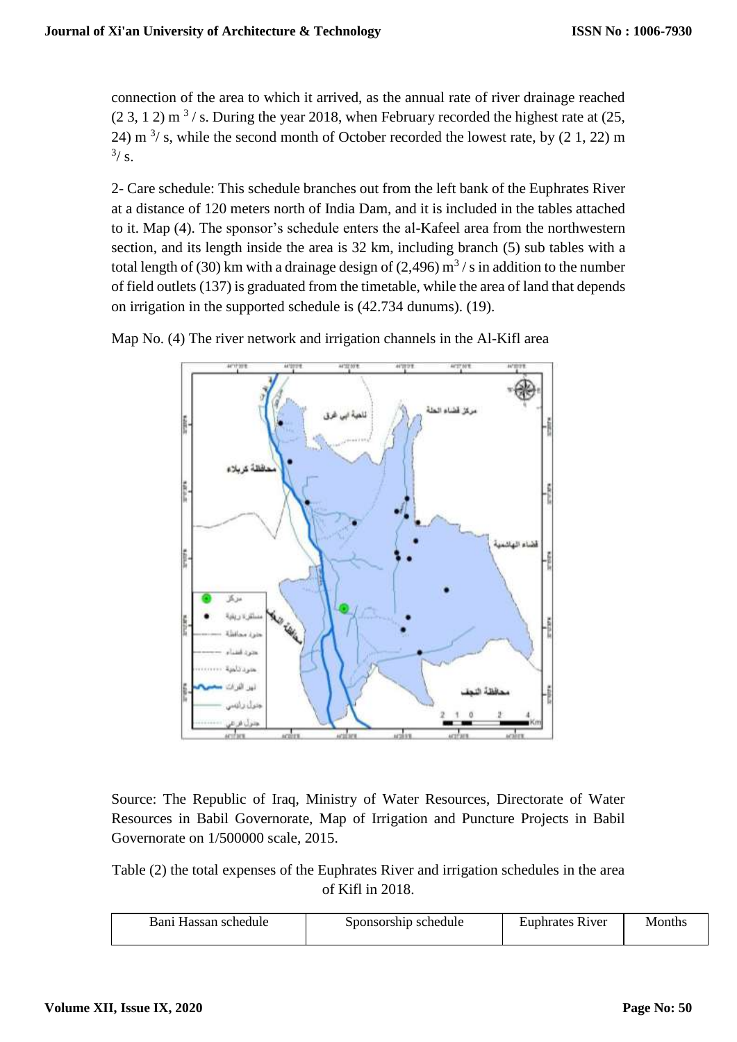connection of the area to which it arrived, as the annual rate of river drainage reached (2 3, 1 2) $m^3$ / s. During the year 2018, when February recorded the highest rate at (25, 24) $m^3$/ s, while the second month of October recorded the lowest rate, by (2 1, 22) $m^3$/ s.

2- Care schedule: This schedule branches out from the left bank of the Euphrates River at a distance of 120 meters north of India Dam, and it is included in the tables attached to it. Map (4). The sponsor's schedule enters the al-Kafeel area from the northwestern section, and its length inside the area is 32 km, including branch (5) sub tables with a total length of (30) km with a drainage design of (2,496) $m^3$ / s in addition to the number of field outlets (137) is graduated from the timetable, while the area of land that depends on irrigation in the supported schedule is (42.734 dunums). (19).

Map No. (4) The river network and irrigation channels in the Al-Kifl area

Source: The Republic of Iraq, Ministry of Water Resources, Directorate of Water Resources in Babil Governorate, Map of Irrigation and Puncture Projects in Babil Governorate on 1/500000 scale, 2015.

Table (2) the total expenses of the Euphrates River and irrigation schedules in the area of Kifl in 2018.

| Bani Hassan schedule | Sponsorship schedule | Euphrates River | Months |
|---|---|---|---|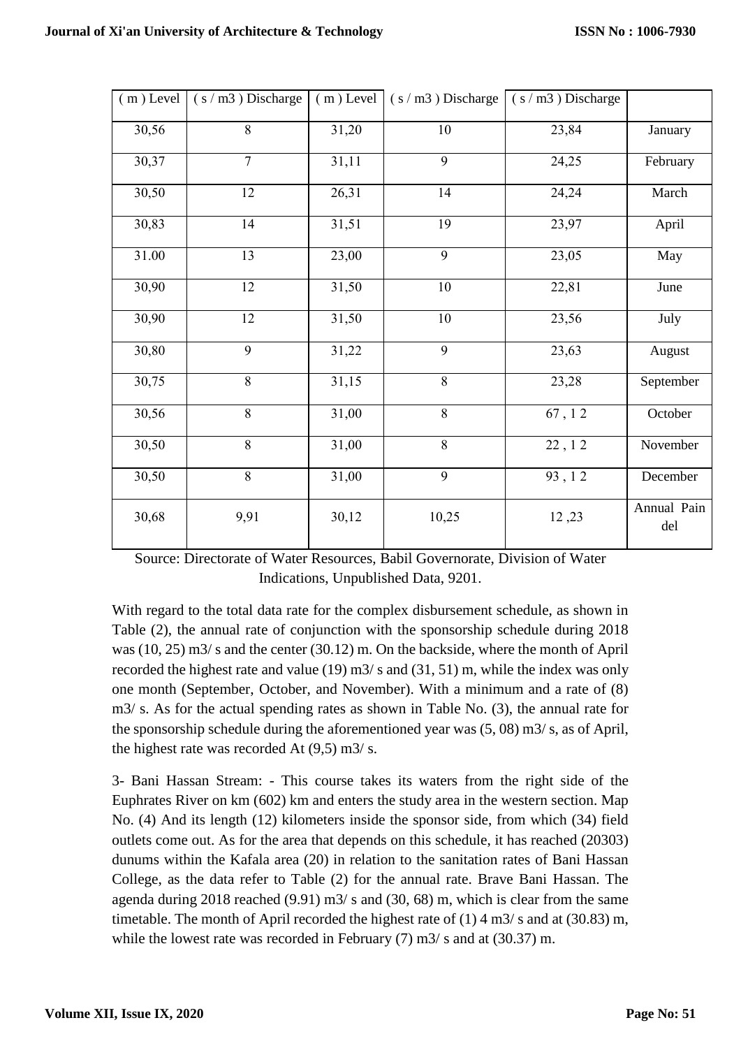| ( m ) Level | ( s / m3 ) Discharge | ( m ) Level | ( s / m3 ) Discharge | ( s / m3 ) Discharge | |
|---|---|---|---|---|---|
| 30,56 | 8 | 31,20 | 10 | 23,84 | January |
| 30,37 | 7 | 31,11 | 9 | 24,25 | February |
| 30,50 | 12 | 26,31 | 14 | 24,24 | March |
| 30,83 | 14 | 31,51 | 19 | 23,97 | April |
| 31.00 | 13 | 23,00 | 9 | 23,05 | May |
| 30,90 | 12 | 31,50 | 10 | 22,81 | June |
| 30,90 | 12 | 31,50 | 10 | 23,56 | July |
| 30,80 | 9 | 31,22 | 9 | 23,63 | August |
| 30,75 | 8 | 31,15 | 8 | 23,28 | September |
| 30,56 | 8 | 31,00 | 8 | 67 , 1 2 | October |
| 30,50 | 8 | 31,00 | 8 | 22 , 1 2 | November |
| 30,50 | 8 | 31,00 | 9 | 93 , 1 2 | December |
| 30,68 | 9,91 | 30,12 | 10,25 | 12 ,23 | Annual Pain del |

Source: Directorate of Water Resources, Babil Governorate, Division of Water Indications, Unpublished Data, 9201.

With regard to the total data rate for the complex disbursement schedule, as shown in Table (2), the annual rate of conjunction with the sponsorship schedule during 2018 was (10, 25) m3/ s and the center (30.12) m. On the backside, where the month of April recorded the highest rate and value (19) m3/ s and (31, 51) m, while the index was only one month (September, October, and November). With a minimum and a rate of (8) m3/ s. As for the actual spending rates as shown in Table No. (3), the annual rate for the sponsorship schedule during the aforementioned year was (5, 08) m3/ s, as of April, the highest rate was recorded At (9,5) m3/ s.

3- Bani Hassan Stream: - This course takes its waters from the right side of the Euphrates River on km (602) km and enters the study area in the western section. Map No. (4) And its length (12) kilometers inside the sponsor side, from which (34) field outlets come out. As for the area that depends on this schedule, it has reached (20303) dunums within the Kafala area (20) in relation to the sanitation rates of Bani Hassan College, as the data refer to Table (2) for the annual rate. Brave Bani Hassan. The agenda during 2018 reached (9.91) m3/ s and (30, 68) m, which is clear from the same timetable. The month of April recorded the highest rate of (1) 4 m3/ s and at (30.83) m, while the lowest rate was recorded in February (7) m3/ s and at (30.37) m.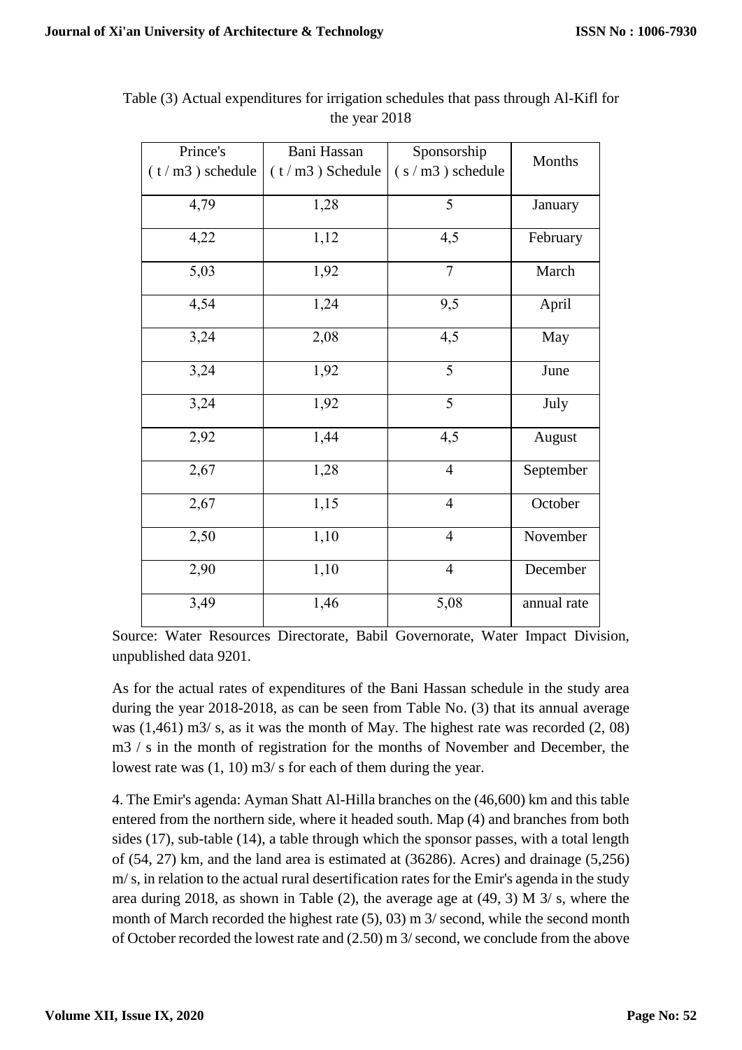Table (3) Actual expenditures for irrigation schedules that pass through Al-Kifl for the year 2018

| Prince's ( t / m3 ) schedule | Bani Hassan ( t / m3 ) Schedule | Sponsorship ( s / m3 ) schedule | Months |
|---|---|---|---|
| 4,79 | 1,28 | 5 | January |
| 4,22 | 1,12 | 4,5 | February |
| 5,03 | 1,92 | 7 | March |
| 4,54 | 1,24 | 9,5 | April |
| 3,24 | 2,08 | 4,5 | May |
| 3,24 | 1,92 | 5 | June |
| 3,24 | 1,92 | 5 | July |
| 2,92 | 1,44 | 4,5 | August |
| 2,67 | 1,28 | 4 | September |
| 2,67 | 1,15 | 4 | October |
| 2,50 | 1,10 | 4 | November |
| 2,90 | 1,10 | 4 | December |
| 3,49 | 1,46 | 5,08 | annual rate |

Source: Water Resources Directorate, Babil Governorate, Water Impact Division, unpublished data 9201.

As for the actual rates of expenditures of the Bani Hassan schedule in the study area during the year 2018-2018, as can be seen from Table No. (3) that its annual average was (1,461) m3/ s, as it was the month of May. The highest rate was recorded (2, 08) m3 / s in the month of registration for the months of November and December, the lowest rate was (1, 10) m3/ s for each of them during the year.

4. The Emir's agenda: Ayman Shatt Al-Hilla branches on the (46,600) km and this table entered from the northern side, where it headed south. Map (4) and branches from both sides (17), sub-table (14), a table through which the sponsor passes, with a total length of (54, 27) km, and the land area is estimated at (36286). Acres) and drainage (5,256) m/ s, in relation to the actual rural desertification rates for the Emir's agenda in the study area during 2018, as shown in Table (2), the average age at (49, 3) M 3/ s, where the month of March recorded the highest rate (5), 03) m 3/ second, while the second month of October recorded the lowest rate and (2.50) m 3/ second, we conclude from the above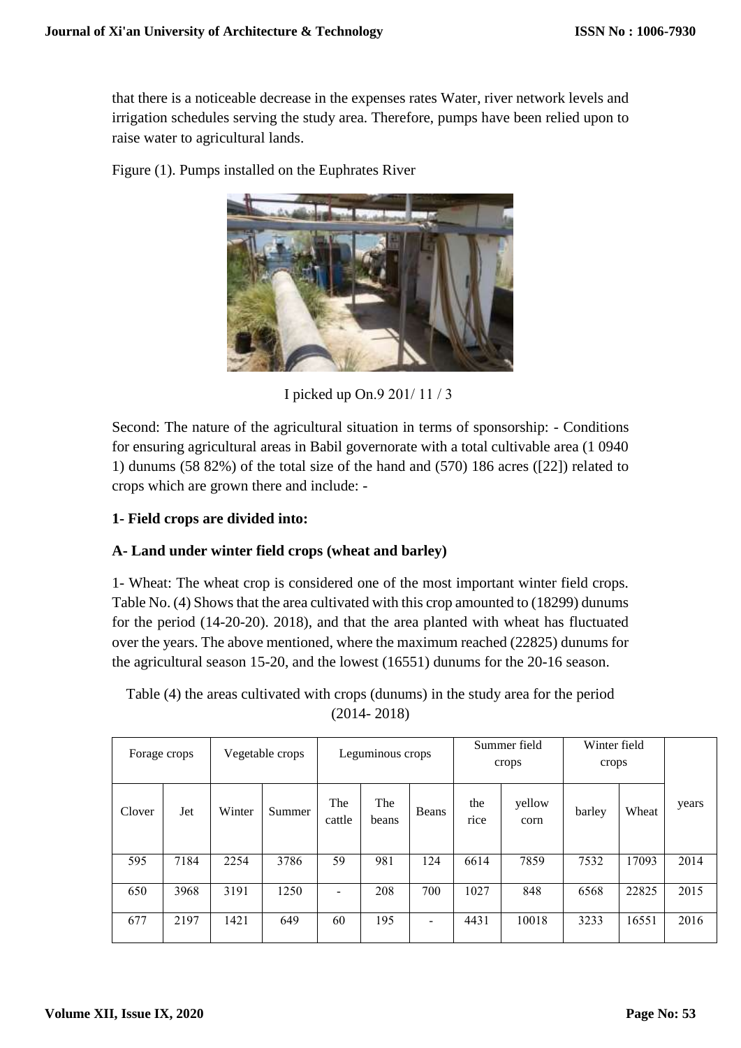that there is a noticeable decrease in the expenses rates Water, river network levels and irrigation schedules serving the study area. Therefore, pumps have been relied upon to raise water to agricultural lands.

Figure (1). Pumps installed on the Euphrates River

I picked up On.9 201/ 11 / 3

Second: The nature of the agricultural situation in terms of sponsorship: - Conditions for ensuring agricultural areas in Babil governorate with a total cultivable area (1 0940 1) dunums (58 82%) of the total size of the hand and (570) 186 acres ([22]) related to crops which are grown there and include: -

**1- Field crops are divided into:**

**A- Land under winter field crops (wheat and barley)**

1- Wheat: The wheat crop is considered one of the most important winter field crops. Table No. (4) Shows that the area cultivated with this crop amounted to (18299) dunums for the period (14-20-20). 2018), and that the area planted with wheat has fluctuated over the years. The above mentioned, where the maximum reached (22825) dunums for the agricultural season 15-20, and the lowest (16551) dunums for the 20-16 season.

Table (4) the areas cultivated with crops (dunums) in the study area for the period (2014- 2018)

| Forage crops | | Vegetable crops | | Leguminous crops | | | Summer field crops | | Winter field crops | | years |
|---|---|---|---|---|---|---|---|---|---|---|---|
| Clover | Jet | Winter | Summer | The cattle | The beans | Beans | the rice | yellow corn | barley | Wheat | |
| 595 | 7184 | 2254 | 3786 | 59 | 981 | 124 | 6614 | 7859 | 7532 | 17093 | 2014 |
| 650 | 3968 | 3191 | 1250 | - | 208 | 700 | 1027 | 848 | 6568 | 22825 | 2015 |
| 677 | 2197 | 1421 | 649 | 60 | 195 | - | 4431 | 10018 | 3233 | 16551 | 2016 |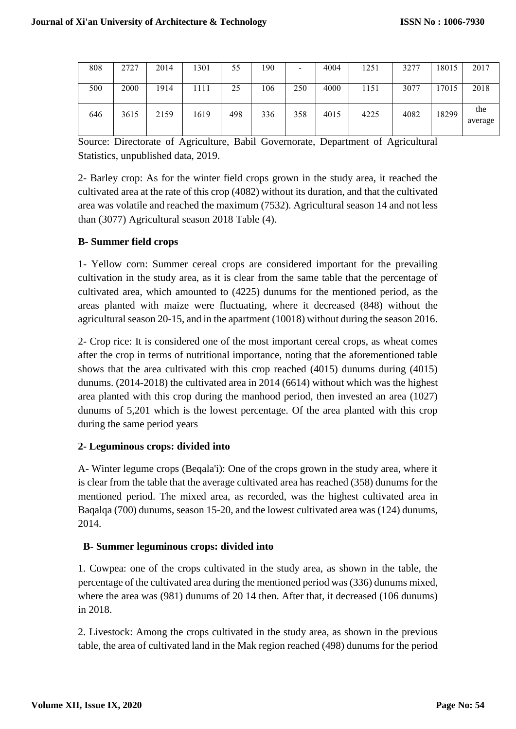| 808 | 2727 | 2014 | 1301 | 55 | 190 | - | 4004 | 1251 | 3277 | 18015 | 2017 |
|---|---|---|---|---|---|---|---|---|---|---|---|
| 500 | 2000 | 1914 | 1111 | 25 | 106 | 250 | 4000 | 1151 | 3077 | 17015 | 2018 |
| 646 | 3615 | 2159 | 1619 | 498 | 336 | 358 | 4015 | 4225 | 4082 | 18299 | the average |

Source: Directorate of Agriculture, Babil Governorate, Department of Agricultural Statistics, unpublished data, 2019.

2- Barley crop: As for the winter field crops grown in the study area, it reached the cultivated area at the rate of this crop (4082) without its duration, and that the cultivated area was volatile and reached the maximum (7532). Agricultural season 14 and not less than (3077) Agricultural season 2018 Table (4).

**B- Summer field crops**

1- Yellow corn: Summer cereal crops are considered important for the prevailing cultivation in the study area, as it is clear from the same table that the percentage of cultivated area, which amounted to (4225) dunums for the mentioned period, as the areas planted with maize were fluctuating, where it decreased (848) without the agricultural season 20-15, and in the apartment (10018) without during the season 2016.

2- Crop rice: It is considered one of the most important cereal crops, as wheat comes after the crop in terms of nutritional importance, noting that the aforementioned table shows that the area cultivated with this crop reached (4015) dunums during (4015) dunums. (2014-2018) the cultivated area in 2014 (6614) without which was the highest area planted with this crop during the manhood period, then invested an area (1027) dunums of 5,201 which is the lowest percentage. Of the area planted with this crop during the same period years

**2- Leguminous crops: divided into**

A- Winter legume crops (Beqala'i): One of the crops grown in the study area, where it is clear from the table that the average cultivated area has reached (358) dunums for the mentioned period. The mixed area, as recorded, was the highest cultivated area in Baqalqa (700) dunums, season 15-20, and the lowest cultivated area was (124) dunums, 2014.

**B- Summer leguminous crops: divided into**

1. Cowpea: one of the crops cultivated in the study area, as shown in the table, the percentage of the cultivated area during the mentioned period was (336) dunums mixed, where the area was (981) dunums of 20 14 then. After that, it decreased (106 dunums) in 2018.

2. Livestock: Among the crops cultivated in the study area, as shown in the previous table, the area of cultivated land in the Mak region reached (498) dunums for the period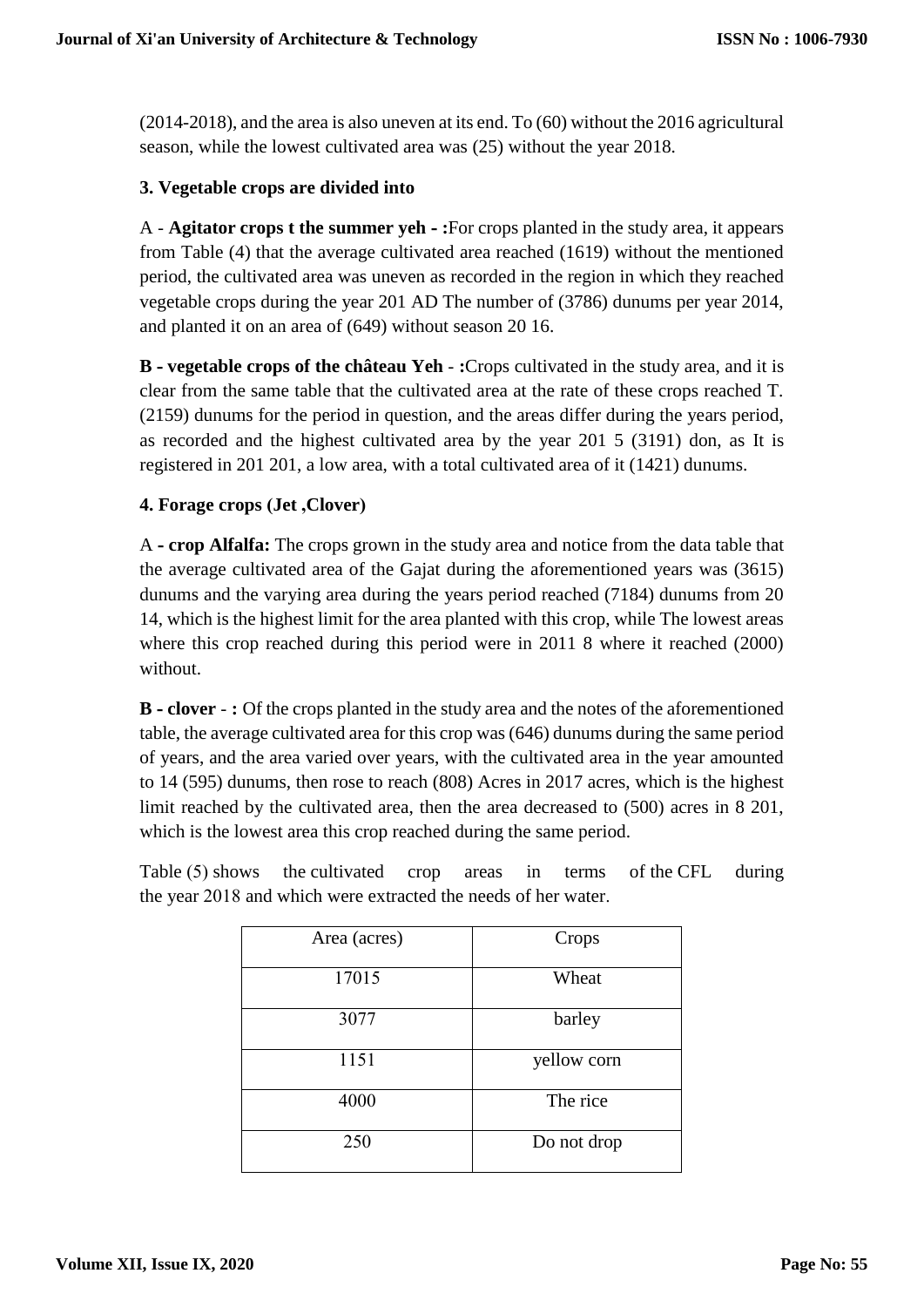(2014-2018), and the area is also uneven at its end. To (60) without the 2016 agricultural season, while the lowest cultivated area was (25) without the year 2018.

### 3. Vegetable crops are divided into

A - **Agitator crops t the summer yeh - :**For crops planted in the study area, it appears from Table (4) that the average cultivated area reached (1619) without the mentioned period, the cultivated area was uneven as recorded in the region in which they reached vegetable crops during the year 201 AD The number of (3786) dunums per year 2014, and planted it on an area of (649) without season 20 16.

**B - vegetable crops of the château Yeh** - **:**Crops cultivated in the study area, and it is clear from the same table that the cultivated area at the rate of these crops reached T. (2159) dunums for the period in question, and the areas differ during the years period, as recorded and the highest cultivated area by the year 201 5 (3191) don, as It is registered in 201 201, a low area, with a total cultivated area of it (1421) dunums.

### 4. Forage crops (Jet ,Clover)

A **- crop Alfalfa:** The crops grown in the study area and notice from the data table that the average cultivated area of the Gajat during the aforementioned years was (3615) dunums and the varying area during the years period reached (7184) dunums from 20 14, which is the highest limit for the area planted with this crop, while The lowest areas where this crop reached during this period were in 2011 8 where it reached (2000) without.

**B - clover** - **:** Of the crops planted in the study area and the notes of the aforementioned table, the average cultivated area for this crop was (646) dunums during the same period of years, and the area varied over years, with the cultivated area in the year amounted to 14 (595) dunums, then rose to reach (808) Acres in 2017 acres, which is the highest limit reached by the cultivated area, then the area decreased to (500) acres in 8 201, which is the lowest area this crop reached during the same period.

Table (5) shows the cultivated crop areas in terms of the CFL during the year 2018 and which were extracted the needs of her water.

| Area (acres) | Crops |
|---|---|
| 17015 | Wheat |
| 3077 | barley |
| 1151 | yellow corn |
| 4000 | The rice |
| 250 | Do not drop |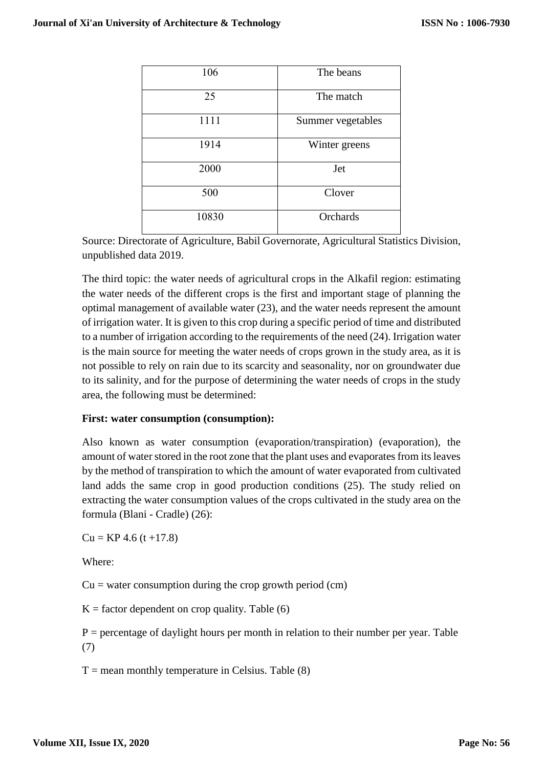| 106 | The beans |
|---|---|
| 25 | The match |
| 1111 | Summer vegetables |
| 1914 | Winter greens |
| 2000 | Jet |
| 500 | Clover |
| 10830 | Orchards |

Source: Directorate of Agriculture, Babil Governorate, Agricultural Statistics Division, unpublished data 2019.

The third topic: the water needs of agricultural crops in the Alkafil region: estimating the water needs of the different crops is the first and important stage of planning the optimal management of available water (23), and the water needs represent the amount of irrigation water. It is given to this crop during a specific period of time and distributed to a number of irrigation according to the requirements of the need (24). Irrigation water is the main source for meeting the water needs of crops grown in the study area, as it is not possible to rely on rain due to its scarcity and seasonality, nor on groundwater due to its salinity, and for the purpose of determining the water needs of crops in the study area, the following must be determined:

**First: water consumption (consumption):**

Also known as water consumption (evaporation/transpiration) (evaporation), the amount of water stored in the root zone that the plant uses and evaporates from its leaves by the method of transpiration to which the amount of water evaporated from cultivated land adds the same crop in good production conditions (25). The study relied on extracting the water consumption values of the crops cultivated in the study area on the formula (Blani - Cradle) (26):

$Cu = KP\ 4.6\ (t + 17.8)$

Where:

$Cu$ = water consumption during the crop growth period (cm)

$K$ = factor dependent on crop quality. Table (6)

$P$ = percentage of daylight hours per month in relation to their number per year. Table (7)

$T$ = mean monthly temperature in Celsius. Table (8)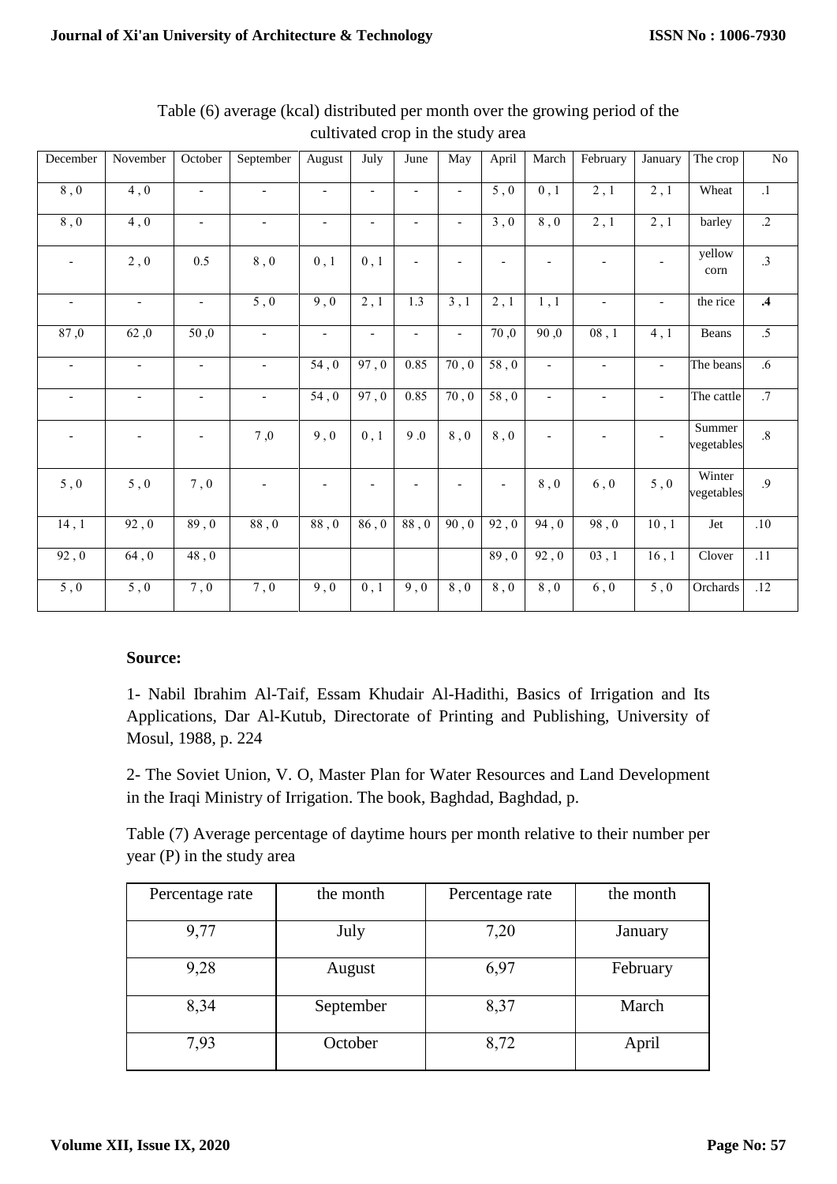Table (6) average (kcal) distributed per month over the growing period of the cultivated crop in the study area

| December | November | October | September | August | July | June | May | April | March | February | January | The crop | No |
|---|---|---|---|---|---|---|---|---|---|---|---|---|---|
| 8 , 0 | 4 , 0 | - | - | - | - | - | - | 5 , 0 | 0 , 1 | 2 , 1 | 2 , 1 | Wheat | .1 |
| 8 , 0 | 4 , 0 | - | - | - | - | - | - | 3 , 0 | 8 , 0 | 2 , 1 | 2 , 1 | barley | .2 |
| - | 2 , 0 | 0.5 | 8 , 0 | 0 , 1 | 0 , 1 | - | - | - | - | - | - | yellow corn | .3 |
| - | - | - | 5 , 0 | 9 , 0 | 2 , 1 | 1.3 | 3 , 1 | 2 , 1 | 1 , 1 | - | - | the rice | **.4** |
| 87 ,0 | 62 ,0 | 50 ,0 | - | - | - | - | - | 70 ,0 | 90 ,0 | 08 , 1 | 4 , 1 | Beans | .5 |
| - | - | - | - | 54 , 0 | 97 , 0 | 0.85 | 70 , 0 | 58 , 0 | - | - | - | The beans | .6 |
| - | - | - | - | 54 , 0 | 97 , 0 | 0.85 | 70 , 0 | 58 , 0 | - | - | - | The cattle | .7 |
| - | - | - | 7 ,0 | 9 , 0 | 0 , 1 | 9 .0 | 8 , 0 | 8 , 0 | - | - | - | Summer vegetables | .8 |
| 5 , 0 | 5 , 0 | 7 , 0 | - | - | - | - | - | - | 8 , 0 | 6 , 0 | 5 , 0 | Winter vegetables | .9 |
| 14 , 1 | 92 , 0 | 89 , 0 | 88 , 0 | 88 , 0 | 86 , 0 | 88 , 0 | 90 , 0 | 92 , 0 | 94 , 0 | 98 , 0 | 10 , 1 | Jet | .10 |
| 92 , 0 | 64 , 0 | 48 , 0 | | | | | | 89 , 0 | 92 , 0 | 03 , 1 | 16 , 1 | Clover | .11 |
| 5 , 0 | 5 , 0 | 7 , 0 | 7 , 0 | 9 , 0 | 0 , 1 | 9 , 0 | 8 , 0 | 8 , 0 | 8 , 0 | 6 , 0 | 5 , 0 | Orchards | .12 |

**Source:**

1- Nabil Ibrahim Al-Taif, Essam Khudair Al-Hadithi, Basics of Irrigation and Its Applications, Dar Al-Kutub, Directorate of Printing and Publishing, University of Mosul, 1988, p. 224

2- The Soviet Union, V. O, Master Plan for Water Resources and Land Development in the Iraqi Ministry of Irrigation. The book, Baghdad, Baghdad, p.

Table (7) Average percentage of daytime hours per month relative to their number per year (P) in the study area

| Percentage rate | the month | Percentage rate | the month |
|---|---|---|---|
| 9,77 | July | 7,20 | January |
| 9,28 | August | 6,97 | February |
| 8,34 | September | 8,37 | March |
| 7,93 | October | 8,72 | April |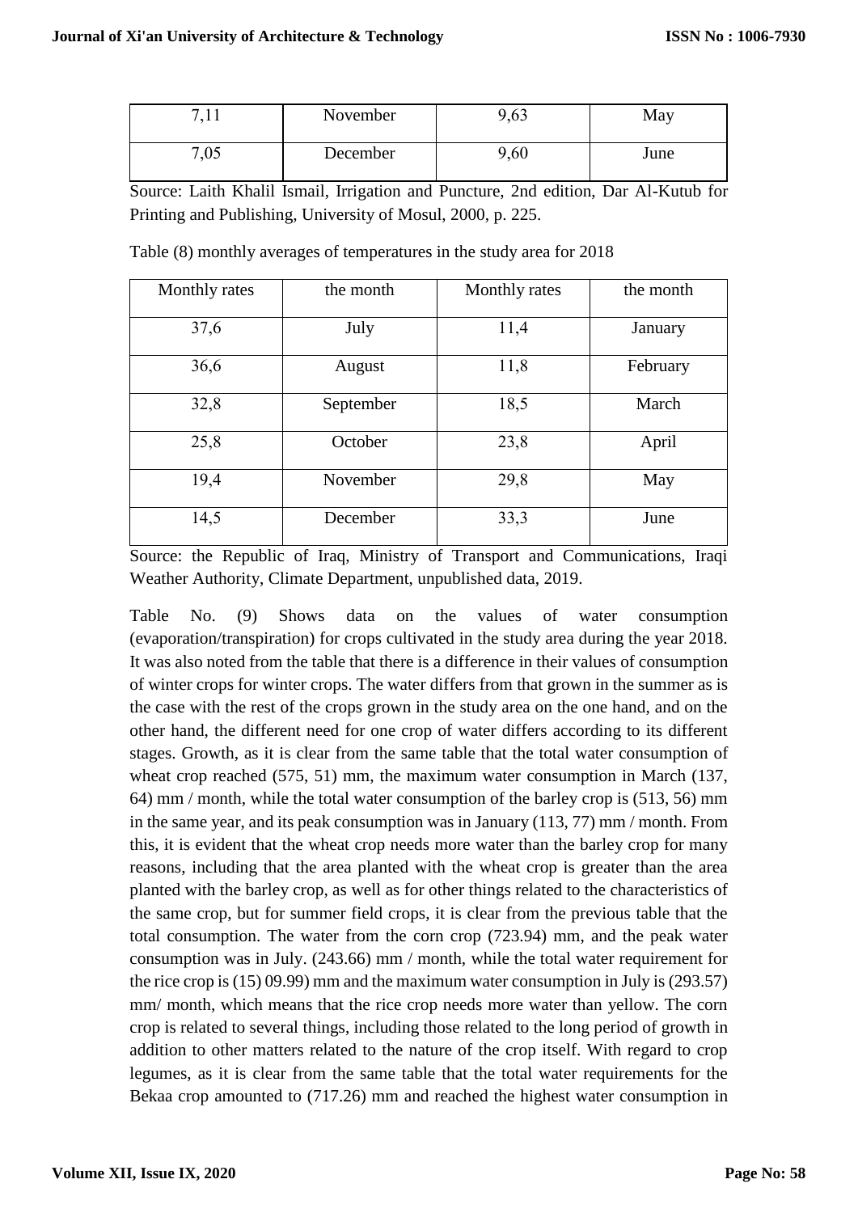| 7,11 | November | 9,63 | May |
|---|---|---|---|
| 7,05 | December | 9,60 | June |

Source: Laith Khalil Ismail, Irrigation and Puncture, 2nd edition, Dar Al-Kutub for Printing and Publishing, University of Mosul, 2000, p. 225.

Table (8) monthly averages of temperatures in the study area for 2018

| Monthly rates | the month | Monthly rates | the month |
|---|---|---|---|
| 37,6 | July | 11,4 | January |
| 36,6 | August | 11,8 | February |
| 32,8 | September | 18,5 | March |
| 25,8 | October | 23,8 | April |
| 19,4 | November | 29,8 | May |
| 14,5 | December | 33,3 | June |

Source: the Republic of Iraq, Ministry of Transport and Communications, Iraqi Weather Authority, Climate Department, unpublished data, 2019.

Table No. (9) Shows data on the values of water consumption (evaporation/transpiration) for crops cultivated in the study area during the year 2018. It was also noted from the table that there is a difference in their values of consumption of winter crops for winter crops. The water differs from that grown in the summer as is the case with the rest of the crops grown in the study area on the one hand, and on the other hand, the different need for one crop of water differs according to its different stages. Growth, as it is clear from the same table that the total water consumption of wheat crop reached (575, 51) mm, the maximum water consumption in March (137, 64) mm / month, while the total water consumption of the barley crop is (513, 56) mm in the same year, and its peak consumption was in January (113, 77) mm / month. From this, it is evident that the wheat crop needs more water than the barley crop for many reasons, including that the area planted with the wheat crop is greater than the area planted with the barley crop, as well as for other things related to the characteristics of the same crop, but for summer field crops, it is clear from the previous table that the total consumption. The water from the corn crop (723.94) mm, and the peak water consumption was in July. (243.66) mm / month, while the total water requirement for the rice crop is (15) 09.99) mm and the maximum water consumption in July is (293.57) mm/ month, which means that the rice crop needs more water than yellow. The corn crop is related to several things, including those related to the long period of growth in addition to other matters related to the nature of the crop itself. With regard to crop legumes, as it is clear from the same table that the total water requirements for the Bekaa crop amounted to (717.26) mm and reached the highest water consumption in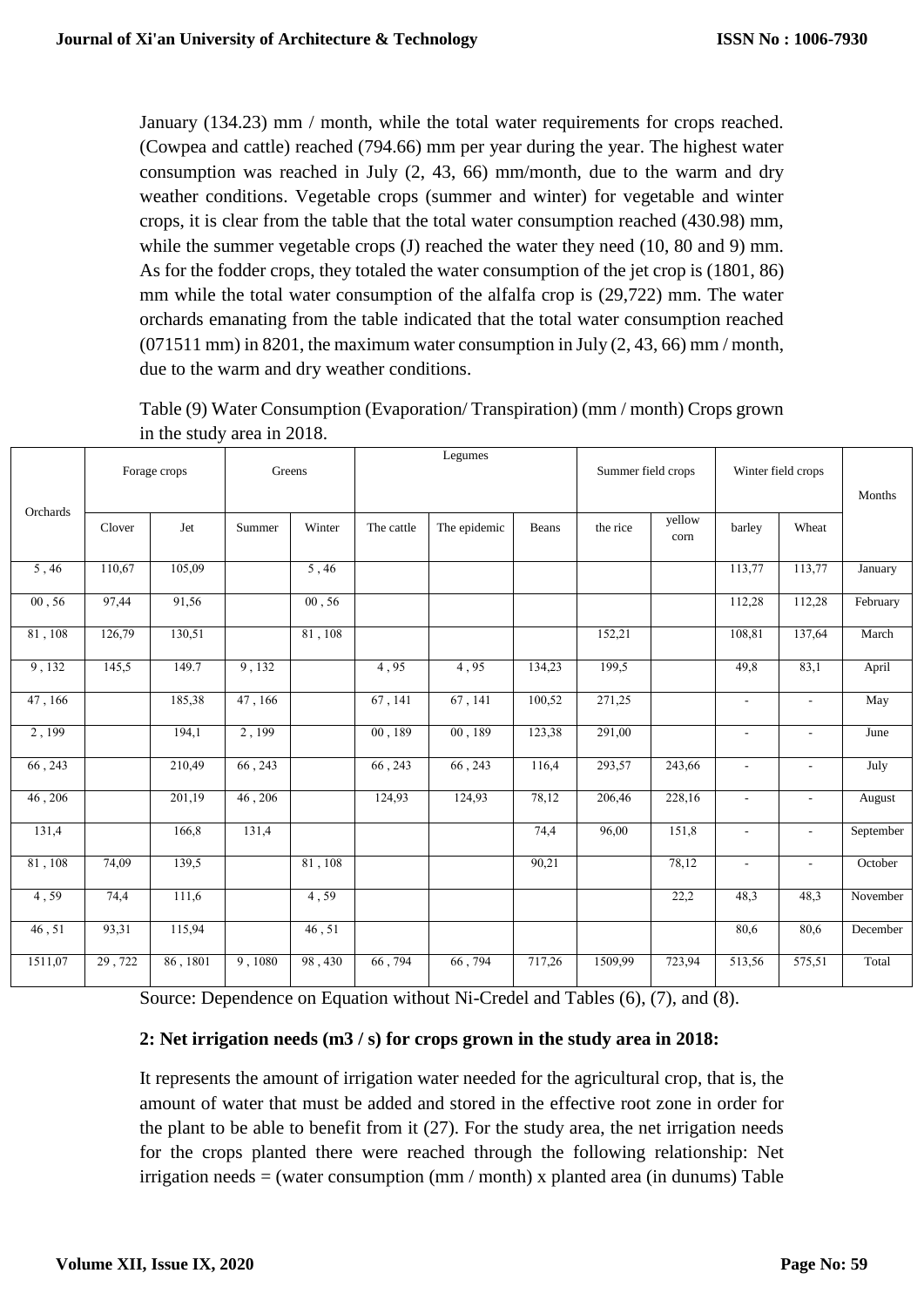January (134.23) mm / month, while the total water requirements for crops reached. (Cowpea and cattle) reached (794.66) mm per year during the year. The highest water consumption was reached in July (2, 43, 66) mm/month, due to the warm and dry weather conditions. Vegetable crops (summer and winter) for vegetable and winter crops, it is clear from the table that the total water consumption reached (430.98) mm, while the summer vegetable crops (J) reached the water they need (10, 80 and 9) mm. As for the fodder crops, they totaled the water consumption of the jet crop is (1801, 86) mm while the total water consumption of the alfalfa crop is (29,722) mm. The water orchards emanating from the table indicated that the total water consumption reached (071511 mm) in 8201, the maximum water consumption in July (2, 43, 66) mm / month, due to the warm and dry weather conditions.

Table (9) Water Consumption (Evaporation/ Transpiration) (mm / month) Crops grown in the study area in 2018.

| Orchards | Forage crops | | Greens | | Legumes | | | Summer field crops | | Winter field crops | | Months |
|---|---|---|---|---|---|---|---|---|---|---|---|---|
| | Clover | Jet | Summer | Winter | The cattle | The epidemic | Beans | the rice | yellow corn | barley | Wheat | |
| 5 , 46 | 110,67 | 105,09 | | 5 , 46 | | | | | | 113,77 | 113,77 | January |
| 00 , 56 | 97,44 | 91,56 | | 00 , 56 | | | | | | 112,28 | 112,28 | February |
| 81 , 108 | 126,79 | 130,51 | | 81 , 108 | | | | 152,21 | | 108,81 | 137,64 | March |
| 9 , 132 | 145,5 | 149.7 | 9 , 132 | | 4 , 95 | 4 , 95 | 134,23 | 199,5 | | 49,8 | 83,1 | April |
| 47 , 166 | | 185,38 | 47 , 166 | | 67 , 141 | 67 , 141 | 100,52 | 271,25 | | - | - | May |
| 2 , 199 | | 194,1 | 2 , 199 | | 00 , 189 | 00 , 189 | 123,38 | 291,00 | | - | - | June |
| 66 , 243 | | 210,49 | 66 , 243 | | 66 , 243 | 66 , 243 | 116,4 | 293,57 | 243,66 | - | - | July |
| 46 , 206 | | 201,19 | 46 , 206 | | 124,93 | 124,93 | 78,12 | 206,46 | 228,16 | - | - | August |
| 131,4 | | 166,8 | 131,4 | | | | 74,4 | 96,00 | 151,8 | - | - | September |
| 81 , 108 | 74,09 | 139,5 | | 81 , 108 | | | 90,21 | | 78,12 | - | - | October |
| 4 , 59 | 74,4 | 111,6 | | 4 , 59 | | | | | 22,2 | 48,3 | 48,3 | November |
| 46 , 51 | 93,31 | 115,94 | | 46 , 51 | | | | | | 80,6 | 80,6 | December |
| 1511,07 | 29 , 722 | 86 , 1801 | 9 , 1080 | 98 , 430 | 66 , 794 | 66 , 794 | 717,26 | 1509,99 | 723,94 | 513,56 | 575,51 | Total |

Source: Dependence on Equation without Ni-Credel and Tables (6), (7), and (8).

**2: Net irrigation needs (m3 / s) for crops grown in the study area in 2018:**

It represents the amount of irrigation water needed for the agricultural crop, that is, the amount of water that must be added and stored in the effective root zone in order for the plant to be able to benefit from it (27). For the study area, the net irrigation needs for the crops planted there were reached through the following relationship: Net irrigation needs = (water consumption (mm / month) x planted area (in dunums) Table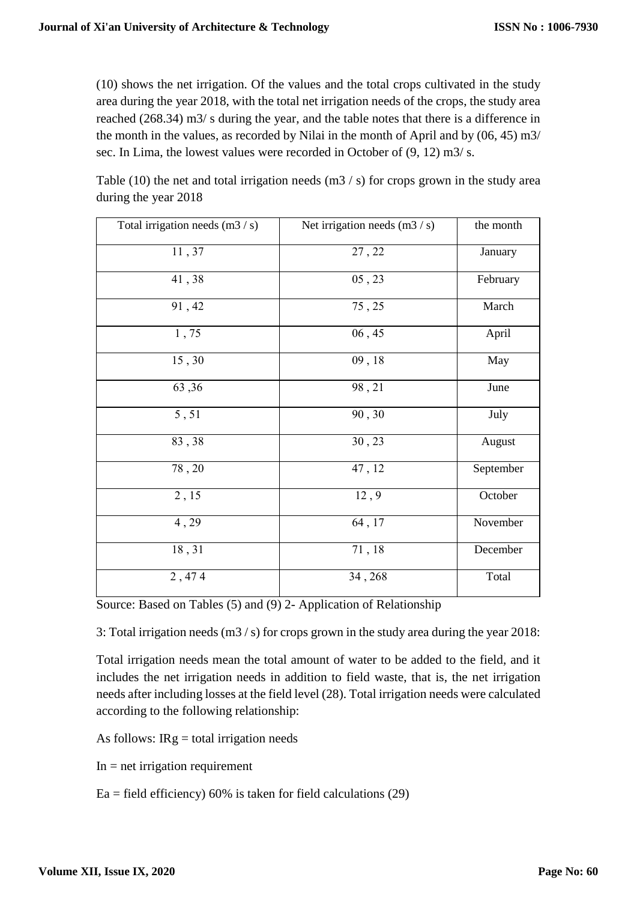(10) shows the net irrigation. Of the values and the total crops cultivated in the study area during the year 2018, with the total net irrigation needs of the crops, the study area reached (268.34) m3/ s during the year, and the table notes that there is a difference in the month in the values, as recorded by Nilai in the month of April and by (06, 45) m3/ sec. In Lima, the lowest values were recorded in October of (9, 12) m3/ s.

Table (10) the net and total irrigation needs (m3 / s) for crops grown in the study area during the year 2018

| Total irrigation needs (m3 / s) | Net irrigation needs (m3 / s) | the month |
|---|---|---|
| 11 , 37 | 27 , 22 | January |
| 41 , 38 | 05 , 23 | February |
| 91 , 42 | 75 , 25 | March |
| 1 , 75 | 06 , 45 | April |
| 15 , 30 | 09 , 18 | May |
| 63 ,36 | 98 , 21 | June |
| 5 , 51 | 90 , 30 | July |
| 83 , 38 | 30 , 23 | August |
| 78 , 20 | 47 , 12 | September |
| 2 , 15 | 12 , 9 | October |
| 4 , 29 | 64 , 17 | November |
| 18 , 31 | 71 , 18 | December |
| 2 , 47 4 | 34 , 268 | Total |

Source: Based on Tables (5) and (9) 2- Application of Relationship

3: Total irrigation needs (m3 / s) for crops grown in the study area during the year 2018:

Total irrigation needs mean the total amount of water to be added to the field, and it includes the net irrigation needs in addition to field waste, that is, the net irrigation needs after including losses at the field level (28). Total irrigation needs were calculated according to the following relationship:

As follows: IRg = total irrigation needs

In = net irrigation requirement

Ea = field efficiency) 60% is taken for field calculations (29)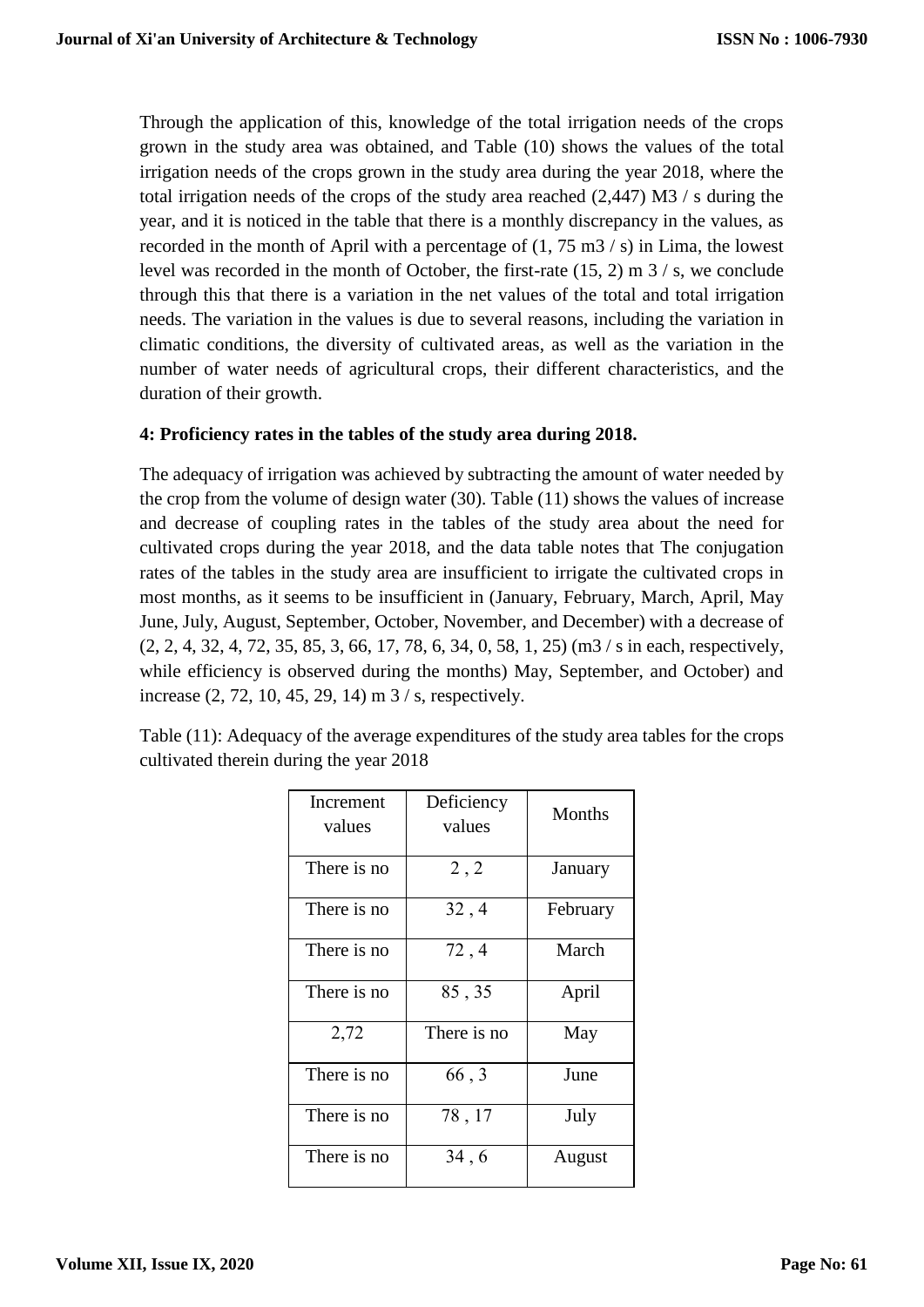Through the application of this, knowledge of the total irrigation needs of the crops grown in the study area was obtained, and Table (10) shows the values of the total irrigation needs of the crops grown in the study area during the year 2018, where the total irrigation needs of the crops of the study area reached (2,447) M3 / s during the year, and it is noticed in the table that there is a monthly discrepancy in the values, as recorded in the month of April with a percentage of (1, 75 m3 / s) in Lima, the lowest level was recorded in the month of October, the first-rate (15, 2) m 3 / s, we conclude through this that there is a variation in the net values of the total and total irrigation needs. The variation in the values is due to several reasons, including the variation in climatic conditions, the diversity of cultivated areas, as well as the variation in the number of water needs of agricultural crops, their different characteristics, and the duration of their growth.

**4: Proficiency rates in the tables of the study area during 2018.**

The adequacy of irrigation was achieved by subtracting the amount of water needed by the crop from the volume of design water (30). Table (11) shows the values of increase and decrease of coupling rates in the tables of the study area about the need for cultivated crops during the year 2018, and the data table notes that The conjugation rates of the tables in the study area are insufficient to irrigate the cultivated crops in most months, as it seems to be insufficient in (January, February, March, April, May June, July, August, September, October, November, and December) with a decrease of (2, 2, 4, 32, 4, 72, 35, 85, 3, 66, 17, 78, 6, 34, 0, 58, 1, 25) (m3 / s in each, respectively, while efficiency is observed during the months) May, September, and October) and increase (2, 72, 10, 45, 29, 14) m 3 / s, respectively.

Table (11): Adequacy of the average expenditures of the study area tables for the crops cultivated therein during the year 2018

| Increment values | Deficiency values | Months |
|---|---|---|
| There is no | 2 , 2 | January |
| There is no | 32 , 4 | February |
| There is no | 72 , 4 | March |
| There is no | 85 , 35 | April |
| 2,72 | There is no | May |
| There is no | 66 , 3 | June |
| There is no | 78 , 17 | July |
| There is no | 34 , 6 | August |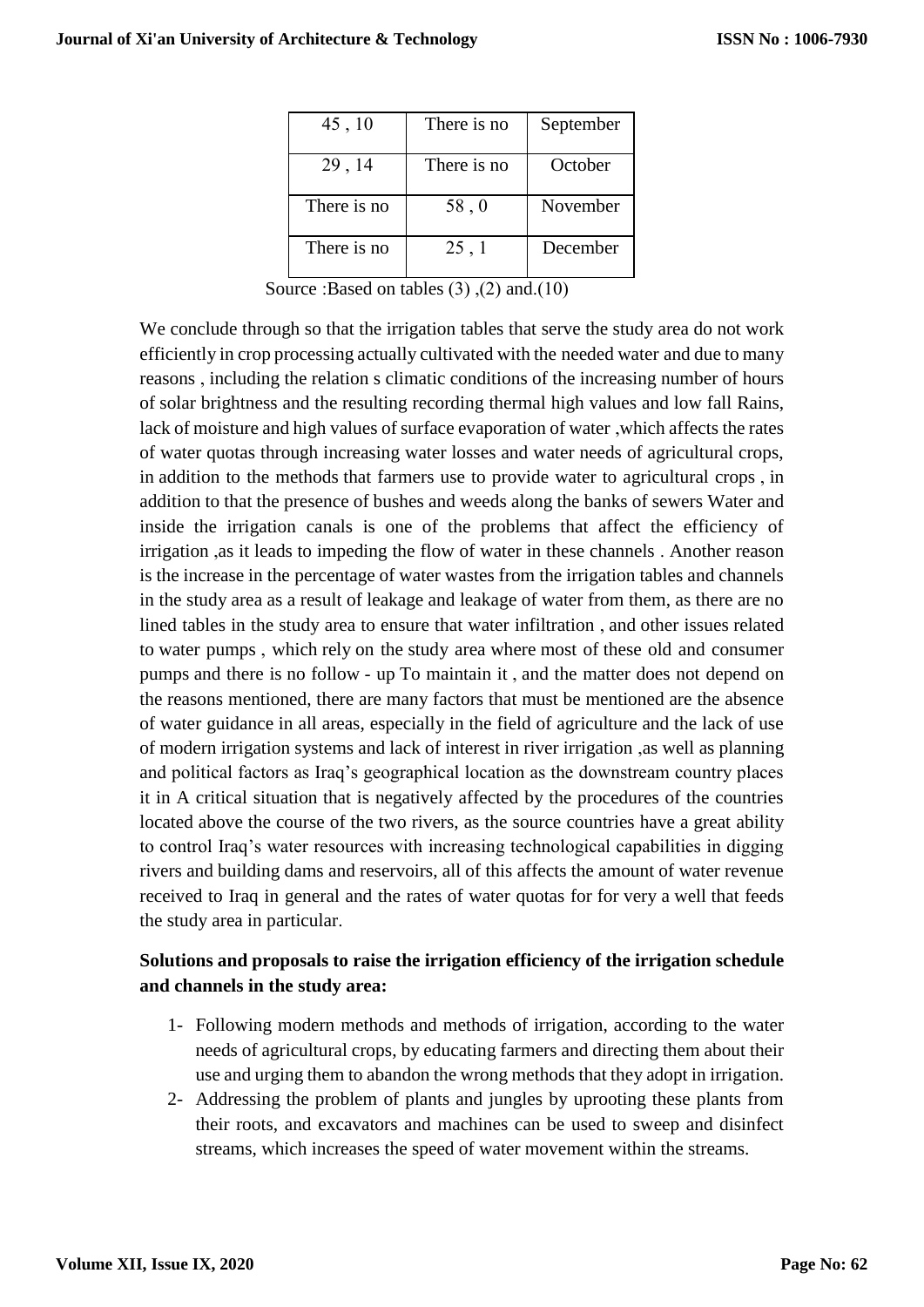| 45 , 10 | There is no | September |
|---|---|---|
| 29 , 14 | There is no | October |
| There is no | 58 , 0 | November |
| There is no | 25 , 1 | December |

Source :Based on tables (3) ,(2) and.(10)

We conclude through so that the irrigation tables that serve the study area do not work efficiently in crop processing actually cultivated with the needed water and due to many reasons , including the relation s climatic conditions of the increasing number of hours of solar brightness and the resulting recording thermal high values and low fall Rains, lack of moisture and high values of surface evaporation of water ,which affects the rates of water quotas through increasing water losses and water needs of agricultural crops, in addition to the methods that farmers use to provide water to agricultural crops , in addition to that the presence of bushes and weeds along the banks of sewers Water and inside the irrigation canals is one of the problems that affect the efficiency of irrigation ,as it leads to impeding the flow of water in these channels . Another reason is the increase in the percentage of water wastes from the irrigation tables and channels in the study area as a result of leakage and leakage of water from them, as there are no lined tables in the study area to ensure that water infiltration , and other issues related to water pumps , which rely on the study area where most of these old and consumer pumps and there is no follow - up To maintain it , and the matter does not depend on the reasons mentioned, there are many factors that must be mentioned are the absence of water guidance in all areas, especially in the field of agriculture and the lack of use of modern irrigation systems and lack of interest in river irrigation ,as well as planning and political factors as Iraq's geographical location as the downstream country places it in A critical situation that is negatively affected by the procedures of the countries located above the course of the two rivers, as the source countries have a great ability to control Iraq's water resources with increasing technological capabilities in digging rivers and building dams and reservoirs, all of this affects the amount of water revenue received to Iraq in general and the rates of water quotas for for very a well that feeds the study area in particular.

**Solutions and proposals to raise the irrigation efficiency of the irrigation schedule and channels in the study area:**

1- Following modern methods and methods of irrigation, according to the water needs of agricultural crops, by educating farmers and directing them about their use and urging them to abandon the wrong methods that they adopt in irrigation.

2- Addressing the problem of plants and jungles by uprooting these plants from their roots, and excavators and machines can be used to sweep and disinfect streams, which increases the speed of water movement within the streams.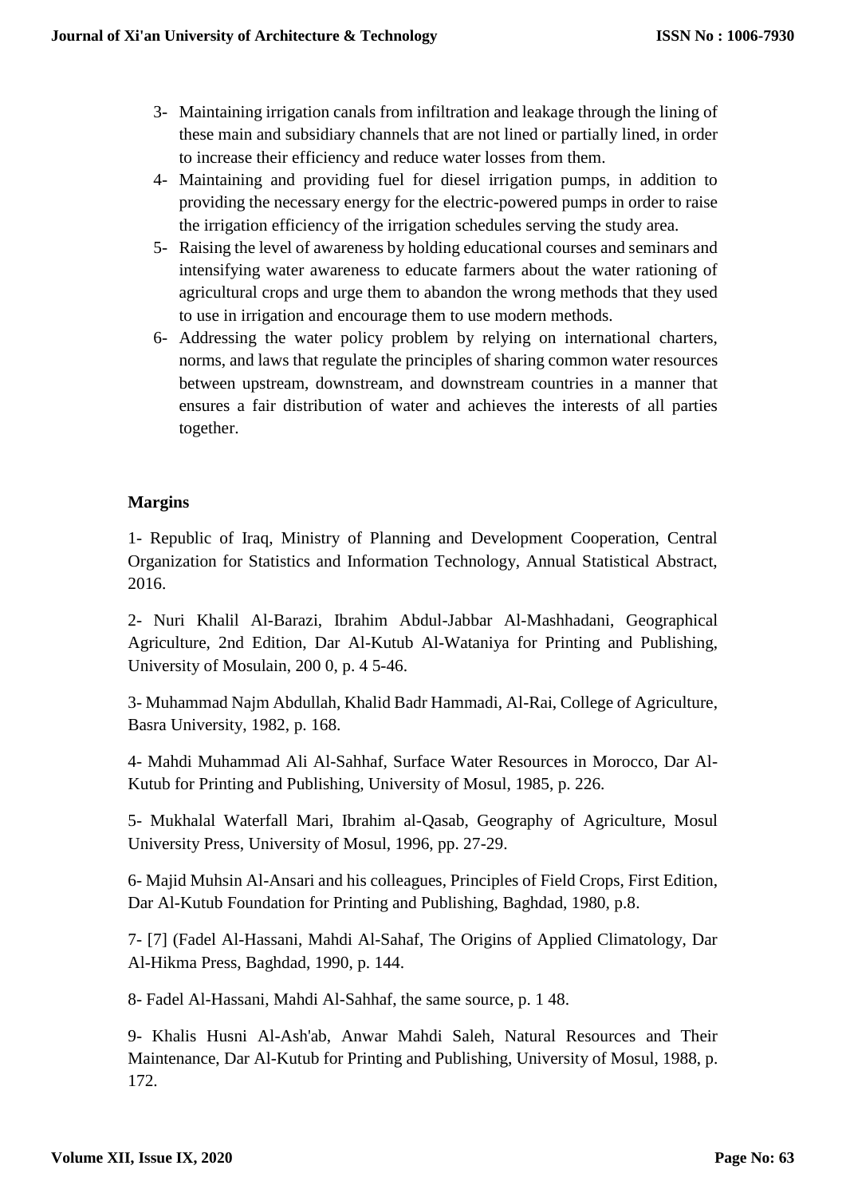3- Maintaining irrigation canals from infiltration and leakage through the lining of these main and subsidiary channels that are not lined or partially lined, in order to increase their efficiency and reduce water losses from them.
4- Maintaining and providing fuel for diesel irrigation pumps, in addition to providing the necessary energy for the electric-powered pumps in order to raise the irrigation efficiency of the irrigation schedules serving the study area.
5- Raising the level of awareness by holding educational courses and seminars and intensifying water awareness to educate farmers about the water rationing of agricultural crops and urge them to abandon the wrong methods that they used to use in irrigation and encourage them to use modern methods.
6- Addressing the water policy problem by relying on international charters, norms, and laws that regulate the principles of sharing common water resources between upstream, downstream, and downstream countries in a manner that ensures a fair distribution of water and achieves the interests of all parties together.

**Margins**

1- Republic of Iraq, Ministry of Planning and Development Cooperation, Central Organization for Statistics and Information Technology, Annual Statistical Abstract, 2016.

2- Nuri Khalil Al-Barazi, Ibrahim Abdul-Jabbar Al-Mashhadani, Geographical Agriculture, 2nd Edition, Dar Al-Kutub Al-Wataniya for Printing and Publishing, University of Mosulain, 200 0, p. 4 5-46.

3- Muhammad Najm Abdullah, Khalid Badr Hammadi, Al-Rai, College of Agriculture, Basra University, 1982, p. 168.

4- Mahdi Muhammad Ali Al-Sahhaf, Surface Water Resources in Morocco, Dar Al-Kutub for Printing and Publishing, University of Mosul, 1985, p. 226.

5- Mukhalal Waterfall Mari, Ibrahim al-Qasab, Geography of Agriculture, Mosul University Press, University of Mosul, 1996, pp. 27-29.

6- Majid Muhsin Al-Ansari and his colleagues, Principles of Field Crops, First Edition, Dar Al-Kutub Foundation for Printing and Publishing, Baghdad, 1980, p.8.

7- [7] (Fadel Al-Hassani, Mahdi Al-Sahaf, The Origins of Applied Climatology, Dar Al-Hikma Press, Baghdad, 1990, p. 144.

8- Fadel Al-Hassani, Mahdi Al-Sahhaf, the same source, p. 1 48.

9- Khalis Husni Al-Ash'ab, Anwar Mahdi Saleh, Natural Resources and Their Maintenance, Dar Al-Kutub for Printing and Publishing, University of Mosul, 1988, p. 172.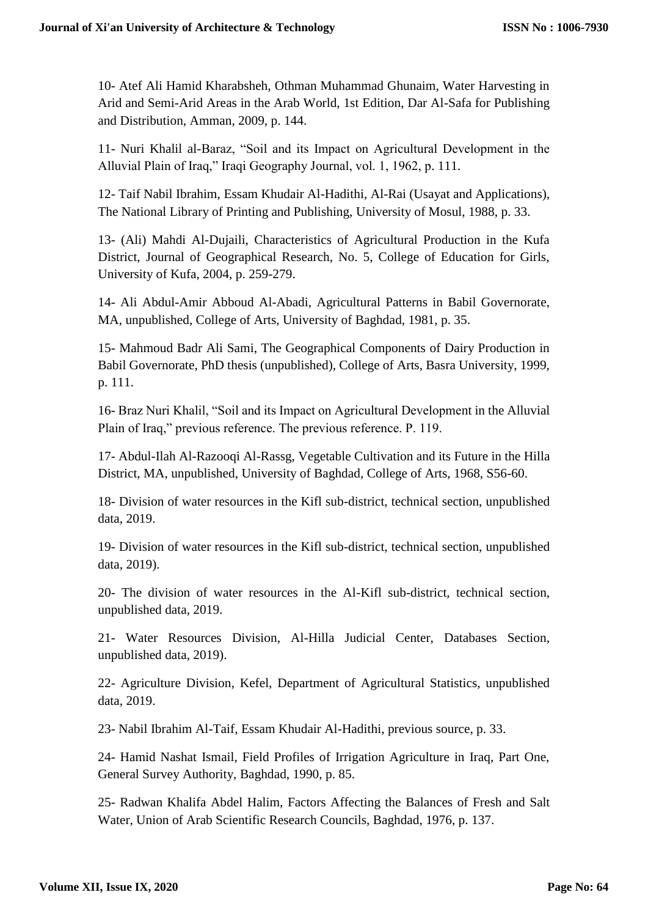10- Atef Ali Hamid Kharabsheh, Othman Muhammad Ghunaim, Water Harvesting in Arid and Semi-Arid Areas in the Arab World, 1st Edition, Dar Al-Safa for Publishing and Distribution, Amman, 2009, p. 144.

11- Nuri Khalil al-Baraz, "Soil and its Impact on Agricultural Development in the Alluvial Plain of Iraq," Iraqi Geography Journal, vol. 1, 1962, p. 111.

12- Taif Nabil Ibrahim, Essam Khudair Al-Hadithi, Al-Rai (Usayat and Applications), The National Library of Printing and Publishing, University of Mosul, 1988, p. 33.

13- (Ali) Mahdi Al-Dujaili, Characteristics of Agricultural Production in the Kufa District, Journal of Geographical Research, No. 5, College of Education for Girls, University of Kufa, 2004, p. 259-279.

14- Ali Abdul-Amir Abboud Al-Abadi, Agricultural Patterns in Babil Governorate, MA, unpublished, College of Arts, University of Baghdad, 1981, p. 35.

15- Mahmoud Badr Ali Sami, The Geographical Components of Dairy Production in Babil Governorate, PhD thesis (unpublished), College of Arts, Basra University, 1999, p. 111.

16- Braz Nuri Khalil, "Soil and its Impact on Agricultural Development in the Alluvial Plain of Iraq," previous reference. The previous reference. P. 119.

17- Abdul-Ilah Al-Razooqi Al-Rassg, Vegetable Cultivation and its Future in the Hilla District, MA, unpublished, University of Baghdad, College of Arts, 1968, S56-60.

18- Division of water resources in the Kifl sub-district, technical section, unpublished data, 2019.

19- Division of water resources in the Kifl sub-district, technical section, unpublished data, 2019).

20- The division of water resources in the Al-Kifl sub-district, technical section, unpublished data, 2019.

21- Water Resources Division, Al-Hilla Judicial Center, Databases Section, unpublished data, 2019).

22- Agriculture Division, Kefel, Department of Agricultural Statistics, unpublished data, 2019.

23- Nabil Ibrahim Al-Taif, Essam Khudair Al-Hadithi, previous source, p. 33.

24- Hamid Nashat Ismail, Field Profiles of Irrigation Agriculture in Iraq, Part One, General Survey Authority, Baghdad, 1990, p. 85.

25- Radwan Khalifa Abdel Halim, Factors Affecting the Balances of Fresh and Salt Water, Union of Arab Scientific Research Councils, Baghdad, 1976, p. 137.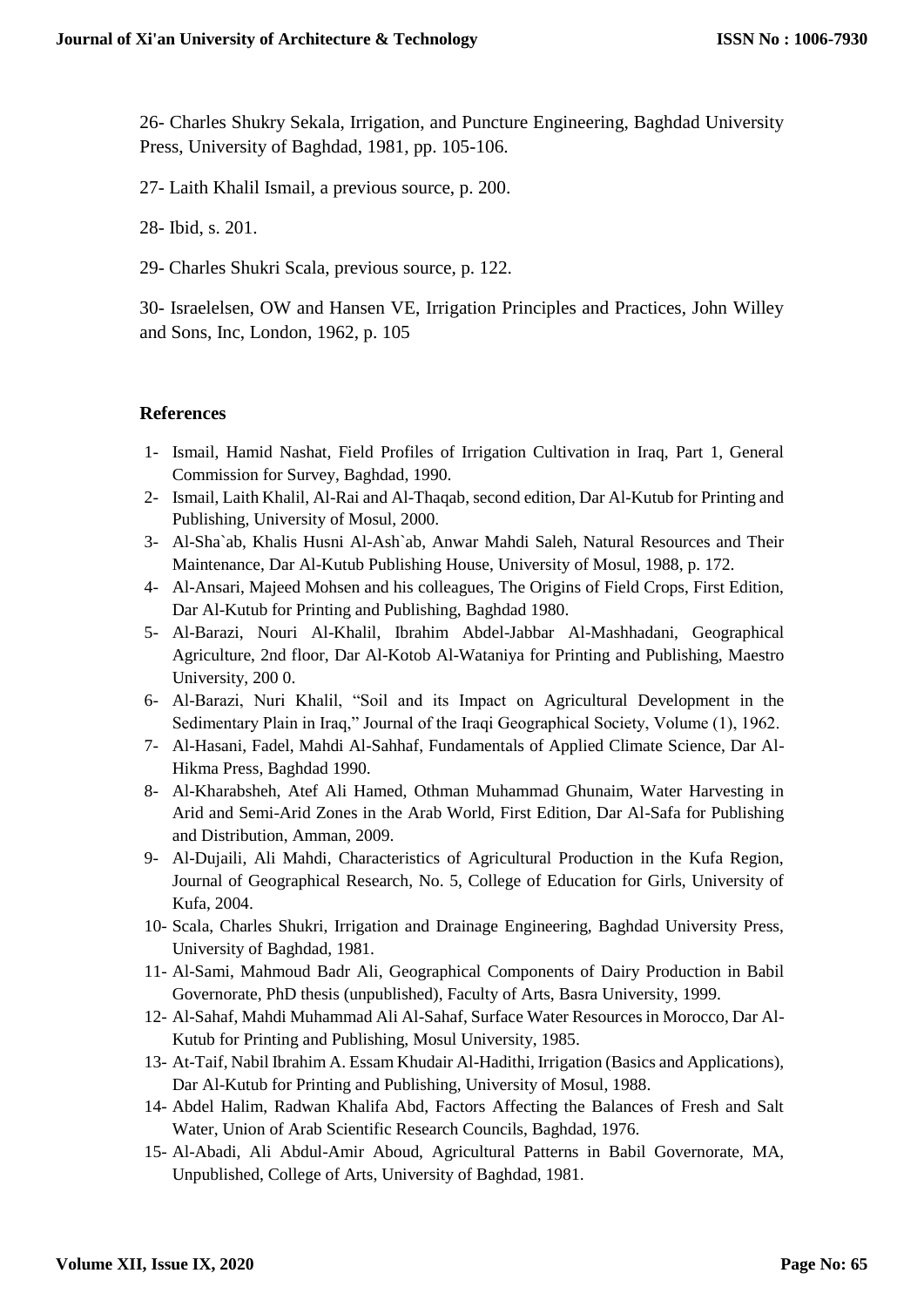26- Charles Shukry Sekala, Irrigation, and Puncture Engineering, Baghdad University Press, University of Baghdad, 1981, pp. 105-106.

27- Laith Khalil Ismail, a previous source, p. 200.

28- Ibid, s. 201.

29- Charles Shukri Scala, previous source, p. 122.

30- Israelelsen, OW and Hansen VE, Irrigation Principles and Practices, John Willey and Sons, Inc, London, 1962, p. 105

## References

1- Ismail, Hamid Nashat, Field Profiles of Irrigation Cultivation in Iraq, Part 1, General Commission for Survey, Baghdad, 1990.

2- Ismail, Laith Khalil, Al-Rai and Al-Thaqab, second edition, Dar Al-Kutub for Printing and Publishing, University of Mosul, 2000.

3- Al-Sha`ab, Khalis Husni Al-Ash`ab, Anwar Mahdi Saleh, Natural Resources and Their Maintenance, Dar Al-Kutub Publishing House, University of Mosul, 1988, p. 172.

4- Al-Ansari, Majeed Mohsen and his colleagues, The Origins of Field Crops, First Edition, Dar Al-Kutub for Printing and Publishing, Baghdad 1980.

5- Al-Barazi, Nouri Al-Khalil, Ibrahim Abdel-Jabbar Al-Mashhadani, Geographical Agriculture, 2nd floor, Dar Al-Kotob Al-Wataniya for Printing and Publishing, Maestro University, 200 0.

6- Al-Barazi, Nuri Khalil, "Soil and its Impact on Agricultural Development in the Sedimentary Plain in Iraq," Journal of the Iraqi Geographical Society, Volume (1), 1962.

7- Al-Hasani, Fadel, Mahdi Al-Sahhaf, Fundamentals of Applied Climate Science, Dar Al-Hikma Press, Baghdad 1990.

8- Al-Kharabsheh, Atef Ali Hamed, Othman Muhammad Ghunaim, Water Harvesting in Arid and Semi-Arid Zones in the Arab World, First Edition, Dar Al-Safa for Publishing and Distribution, Amman, 2009.

9- Al-Dujaili, Ali Mahdi, Characteristics of Agricultural Production in the Kufa Region, Journal of Geographical Research, No. 5, College of Education for Girls, University of Kufa, 2004.

10- Scala, Charles Shukri, Irrigation and Drainage Engineering, Baghdad University Press, University of Baghdad, 1981.

11- Al-Sami, Mahmoud Badr Ali, Geographical Components of Dairy Production in Babil Governorate, PhD thesis (unpublished), Faculty of Arts, Basra University, 1999.

12- Al-Sahaf, Mahdi Muhammad Ali Al-Sahaf, Surface Water Resources in Morocco, Dar Al-Kutub for Printing and Publishing, Mosul University, 1985.

13- At-Taif, Nabil Ibrahim A. Essam Khudair Al-Hadithi, Irrigation (Basics and Applications), Dar Al-Kutub for Printing and Publishing, University of Mosul, 1988.

14- Abdel Halim, Radwan Khalifa Abd, Factors Affecting the Balances of Fresh and Salt Water, Union of Arab Scientific Research Councils, Baghdad, 1976.

15- Al-Abadi, Ali Abdul-Amir Aboud, Agricultural Patterns in Babil Governorate, MA, Unpublished, College of Arts, University of Baghdad, 1981.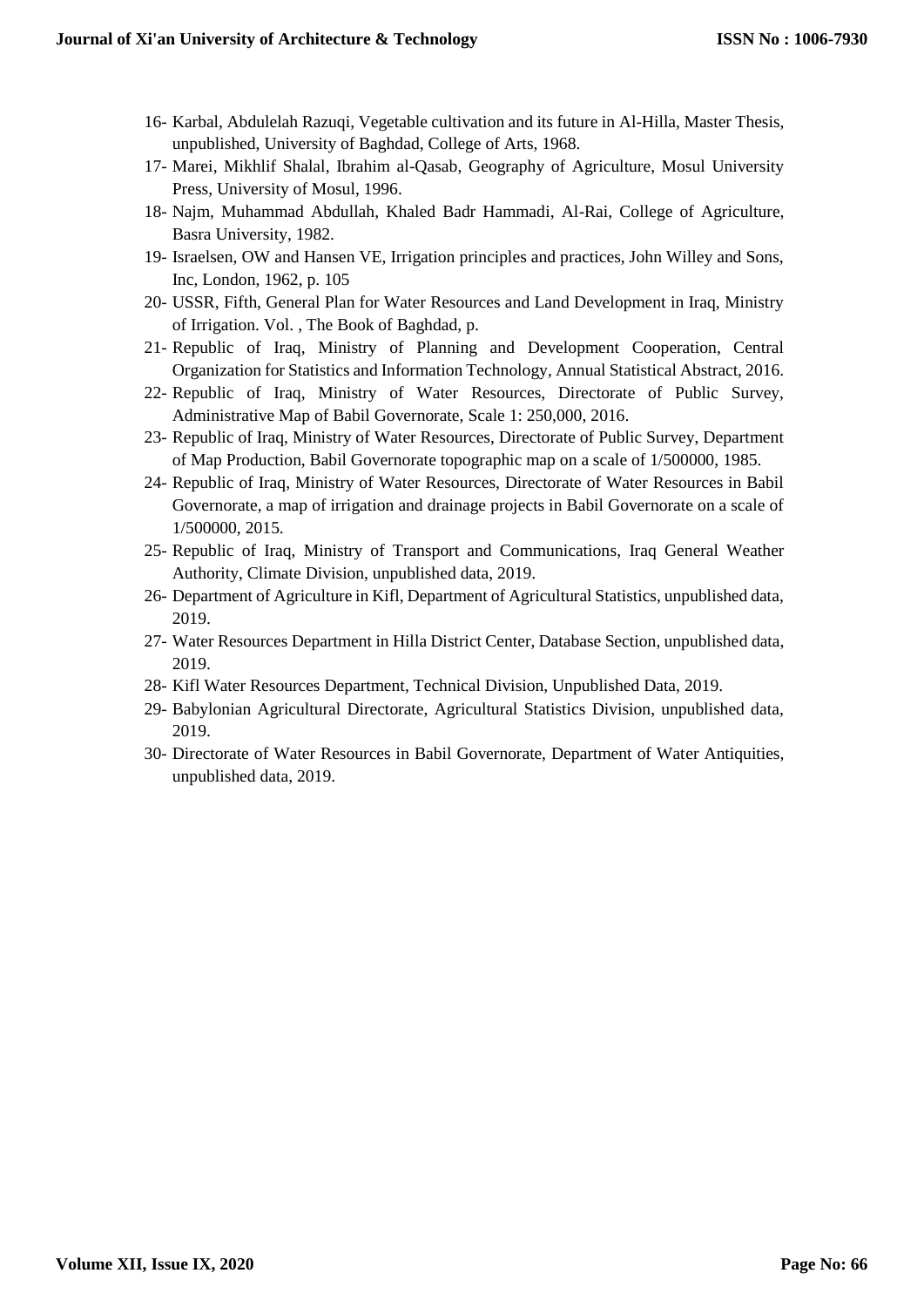16- Karbal, Abdulelah Razuqi, Vegetable cultivation and its future in Al-Hilla, Master Thesis, unpublished, University of Baghdad, College of Arts, 1968.

17- Marei, Mikhlif Shalal, Ibrahim al-Qasab, Geography of Agriculture, Mosul University Press, University of Mosul, 1996.

18- Najm, Muhammad Abdullah, Khaled Badr Hammadi, Al-Rai, College of Agriculture, Basra University, 1982.

19- Israelsen, OW and Hansen VE, Irrigation principles and practices, John Willey and Sons, Inc, London, 1962, p. 105

20- USSR, Fifth, General Plan for Water Resources and Land Development in Iraq, Ministry of Irrigation. Vol. , The Book of Baghdad, p.

21- Republic of Iraq, Ministry of Planning and Development Cooperation, Central Organization for Statistics and Information Technology, Annual Statistical Abstract, 2016.

22- Republic of Iraq, Ministry of Water Resources, Directorate of Public Survey, Administrative Map of Babil Governorate, Scale 1: 250,000, 2016.

23- Republic of Iraq, Ministry of Water Resources, Directorate of Public Survey, Department of Map Production, Babil Governorate topographic map on a scale of 1/500000, 1985.

24- Republic of Iraq, Ministry of Water Resources, Directorate of Water Resources in Babil Governorate, a map of irrigation and drainage projects in Babil Governorate on a scale of 1/500000, 2015.

25- Republic of Iraq, Ministry of Transport and Communications, Iraq General Weather Authority, Climate Division, unpublished data, 2019.

26- Department of Agriculture in Kifl, Department of Agricultural Statistics, unpublished data, 2019.

27- Water Resources Department in Hilla District Center, Database Section, unpublished data, 2019.

28- Kifl Water Resources Department, Technical Division, Unpublished Data, 2019.

29- Babylonian Agricultural Directorate, Agricultural Statistics Division, unpublished data, 2019.

30- Directorate of Water Resources in Babil Governorate, Department of Water Antiquities, unpublished data, 2019.